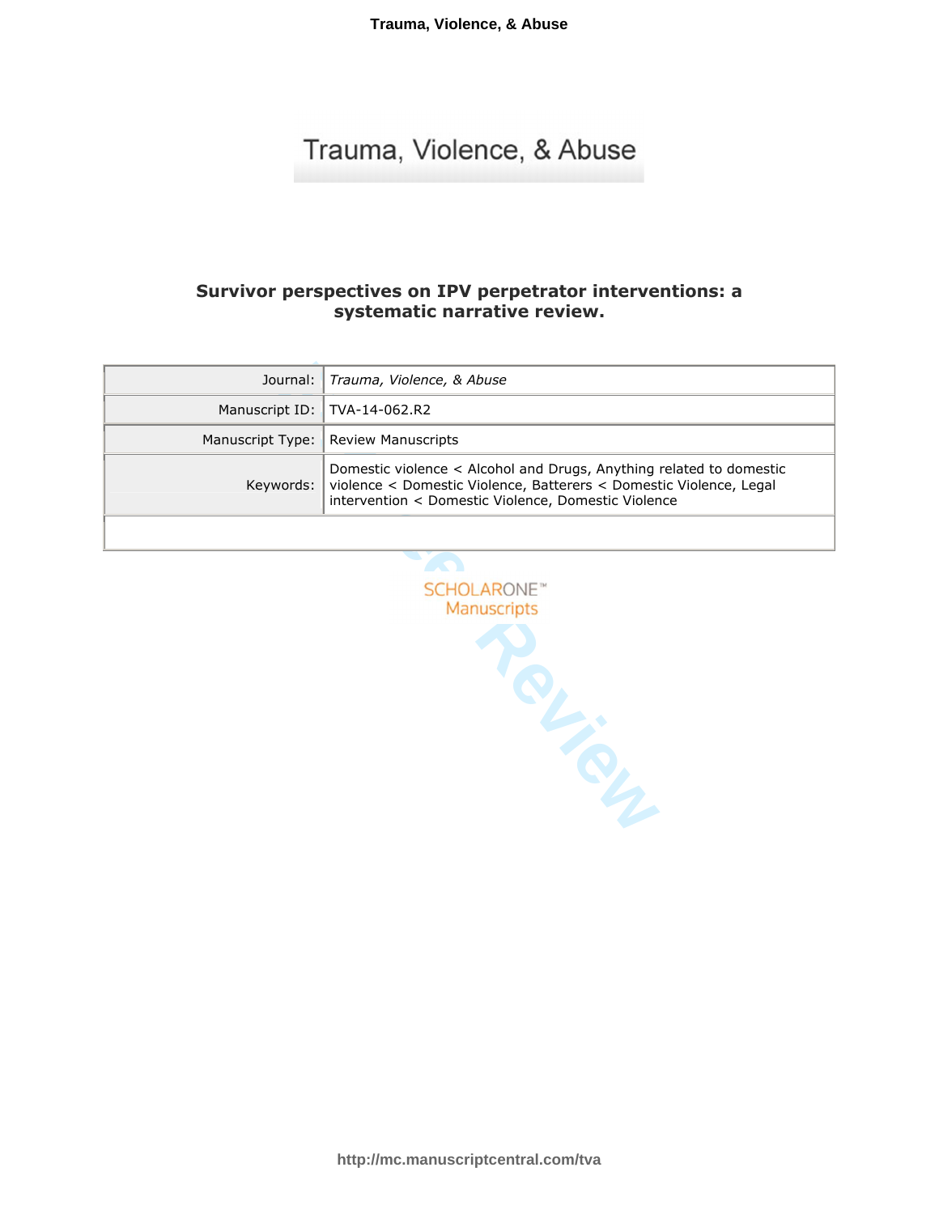# Survivor perspectives on IPV perpetrator interventions: a systematic narrative review.

| | |
|---|---|
| Journal: | *Trauma, Violence, & Abuse* |
| Manuscript ID: | TVA-14-062.R2 |
| Manuscript Type: | Review Manuscripts |
| Keywords: | Domestic violence < Alcohol and Drugs, Anything related to domestic violence < Domestic Violence, Batterers < Domestic Violence, Legal intervention < Domestic Violence, Domestic Violence |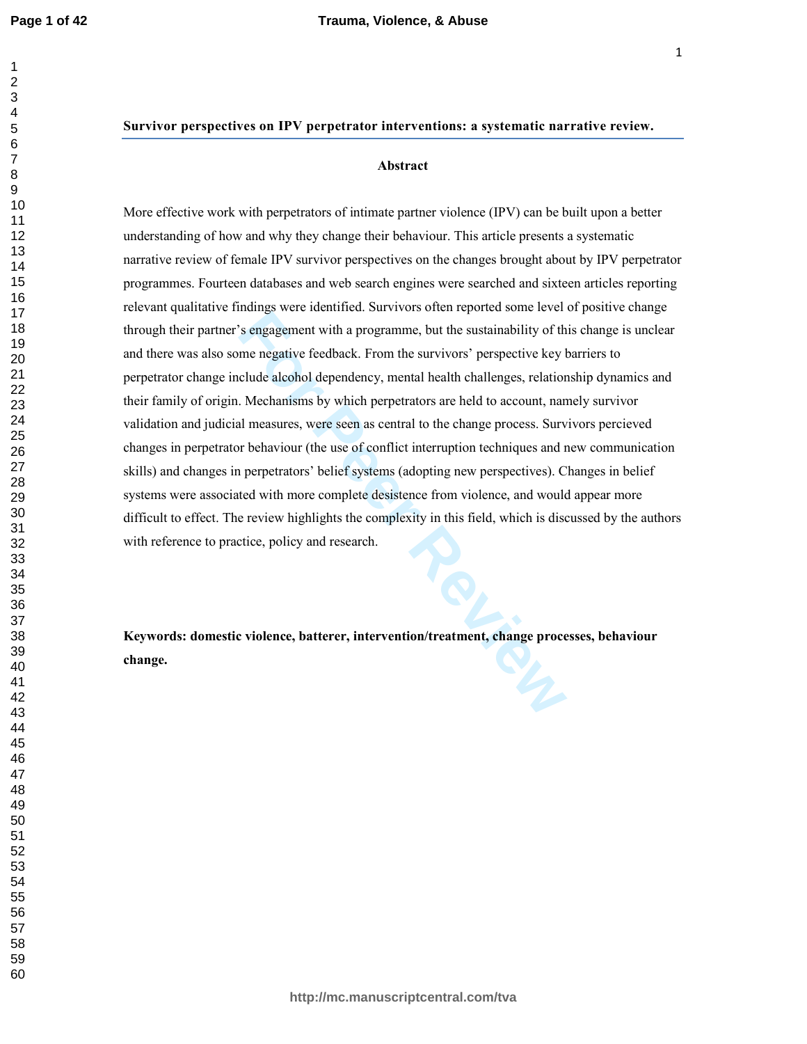**Survivor perspectives on IPV perpetrator interventions: a systematic narrative review.**

## Abstract

More effective work with perpetrators of intimate partner violence (IPV) can be built upon a better understanding of how and why they change their behaviour. This article presents a systematic narrative review of female IPV survivor perspectives on the changes brought about by IPV perpetrator programmes. Fourteen databases and web search engines were searched and sixteen articles reporting relevant qualitative findings were identified. Survivors often reported some level of positive change through their partner's engagement with a programme, but the sustainability of this change is unclear and there was also some negative feedback. From the survivors' perspective key barriers to perpetrator change include alcohol dependency, mental health challenges, relationship dynamics and their family of origin. Mechanisms by which perpetrators are held to account, namely survivor validation and judicial measures, were seen as central to the change process. Survivors percieved changes in perpetrator behaviour (the use of conflict interruption techniques and new communication skills) and changes in perpetrators' belief systems (adopting new perspectives). Changes in belief systems were associated with more complete desistence from violence, and would appear more difficult to effect. The review highlights the complexity in this field, which is discussed by the authors with reference to practice, policy and research.

**Keywords: domestic violence, batterer, intervention/treatment, change processes, behaviour change.**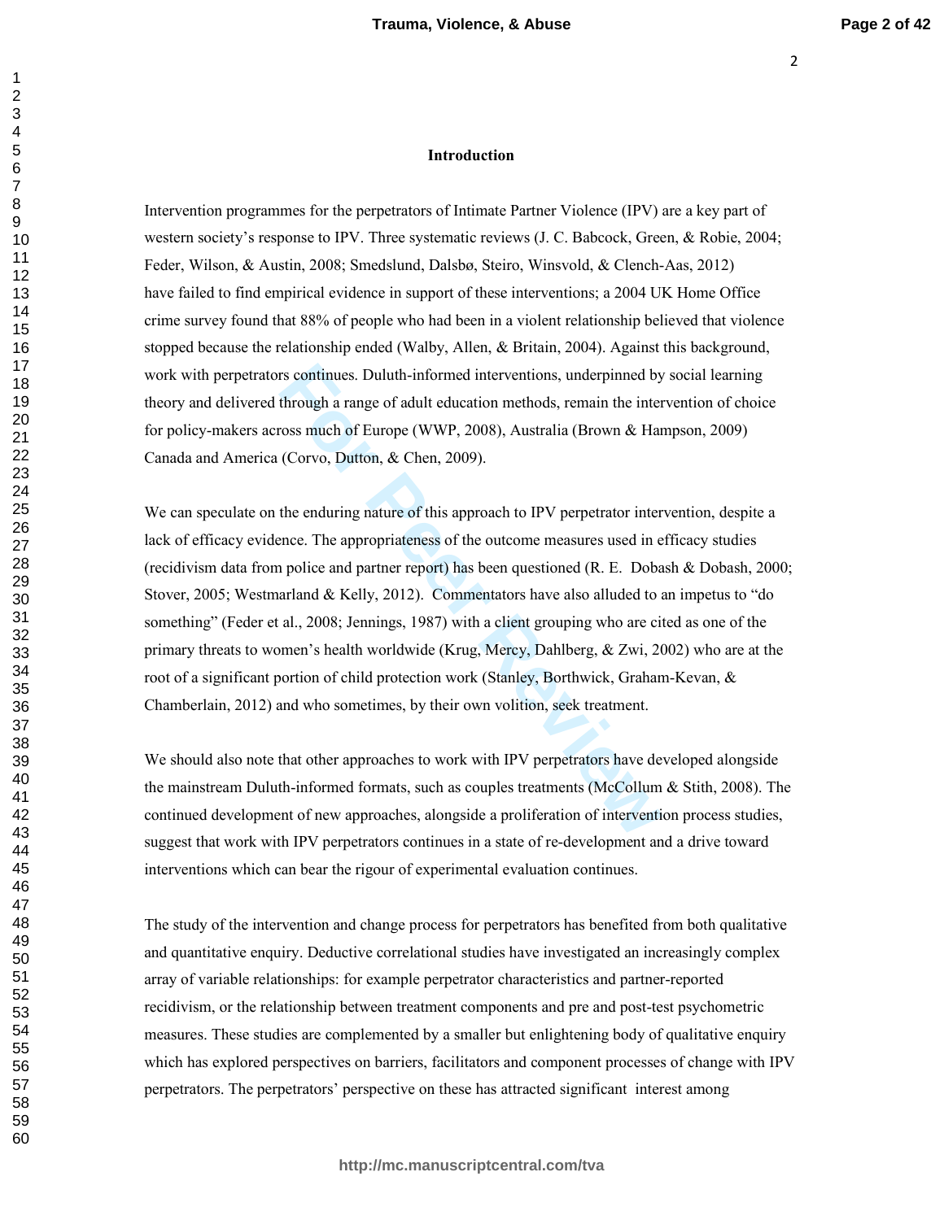## Introduction

Intervention programmes for the perpetrators of Intimate Partner Violence (IPV) are a key part of western society's response to IPV. Three systematic reviews (J. C. Babcock, Green, & Robie, 2004; Feder, Wilson, & Austin, 2008; Smedslund, Dalsbø, Steiro, Winsvold, & Clench-Aas, 2012) have failed to find empirical evidence in support of these interventions; a 2004 UK Home Office crime survey found that 88% of people who had been in a violent relationship believed that violence stopped because the relationship ended (Walby, Allen, & Britain, 2004). Against this background, work with perpetrators continues. Duluth-informed interventions, underpinned by social learning theory and delivered through a range of adult education methods, remain the intervention of choice for policy-makers across much of Europe (WWP, 2008), Australia (Brown & Hampson, 2009) Canada and America (Corvo, Dutton, & Chen, 2009).

We can speculate on the enduring nature of this approach to IPV perpetrator intervention, despite a lack of efficacy evidence. The appropriateness of the outcome measures used in efficacy studies (recidivism data from police and partner report) has been questioned (R. E. Dobash & Dobash, 2000; Stover, 2005; Westmarland & Kelly, 2012). Commentators have also alluded to an impetus to "do something" (Feder et al., 2008; Jennings, 1987) with a client grouping who are cited as one of the primary threats to women's health worldwide (Krug, Mercy, Dahlberg, & Zwi, 2002) who are at the root of a significant portion of child protection work (Stanley, Borthwick, Graham-Kevan, & Chamberlain, 2012) and who sometimes, by their own volition, seek treatment.

We should also note that other approaches to work with IPV perpetrators have developed alongside the mainstream Duluth-informed formats, such as couples treatments (McCollum & Stith, 2008). The continued development of new approaches, alongside a proliferation of intervention process studies, suggest that work with IPV perpetrators continues in a state of re-development and a drive toward interventions which can bear the rigour of experimental evaluation continues.

The study of the intervention and change process for perpetrators has benefited from both qualitative and quantitative enquiry. Deductive correlational studies have investigated an increasingly complex array of variable relationships: for example perpetrator characteristics and partner-reported recidivism, or the relationship between treatment components and pre and post-test psychometric measures. These studies are complemented by a smaller but enlightening body of qualitative enquiry which has explored perspectives on barriers, facilitators and component processes of change with IPV perpetrators. The perpetrators' perspective on these has attracted significant interest among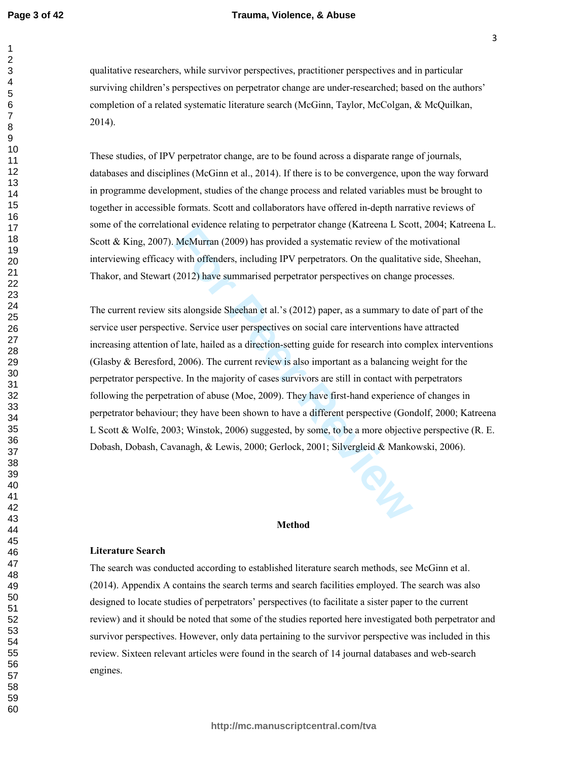qualitative researchers, while survivor perspectives, practitioner perspectives and in particular surviving children's perspectives on perpetrator change are under-researched; based on the authors' completion of a related systematic literature search (McGinn, Taylor, McColgan, & McQuilkan, 2014).

These studies, of IPV perpetrator change, are to be found across a disparate range of journals, databases and disciplines (McGinn et al., 2014). If there is to be convergence, upon the way forward in programme development, studies of the change process and related variables must be brought to together in accessible formats. Scott and collaborators have offered in-depth narrative reviews of some of the correlational evidence relating to perpetrator change (Katreena L Scott, 2004; Katreena L. Scott & King, 2007). McMurran (2009) has provided a systematic review of the motivational interviewing efficacy with offenders, including IPV perpetrators. On the qualitative side, Sheehan, Thakor, and Stewart (2012) have summarised perpetrator perspectives on change processes.

The current review sits alongside Sheehan et al.'s (2012) paper, as a summary to date of part of the service user perspective. Service user perspectives on social care interventions have attracted increasing attention of late, hailed as a direction-setting guide for research into complex interventions (Glasby & Beresford, 2006). The current review is also important as a balancing weight for the perpetrator perspective. In the majority of cases survivors are still in contact with perpetrators following the perpetration of abuse (Moe, 2009). They have first-hand experience of changes in perpetrator behaviour; they have been shown to have a different perspective (Gondolf, 2000; Katreena L Scott & Wolfe, 2003; Winstok, 2006) suggested, by some, to be a more objective perspective (R. E. Dobash, Dobash, Cavanagh, & Lewis, 2000; Gerlock, 2001; Silvergleid & Mankowski, 2006).

## Method

### Literature Search

The search was conducted according to established literature search methods, see McGinn et al. (2014). Appendix A contains the search terms and search facilities employed. The search was also designed to locate studies of perpetrators' perspectives (to facilitate a sister paper to the current review) and it should be noted that some of the studies reported here investigated both perpetrator and survivor perspectives. However, only data pertaining to the survivor perspective was included in this review. Sixteen relevant articles were found in the search of 14 journal databases and web-search engines.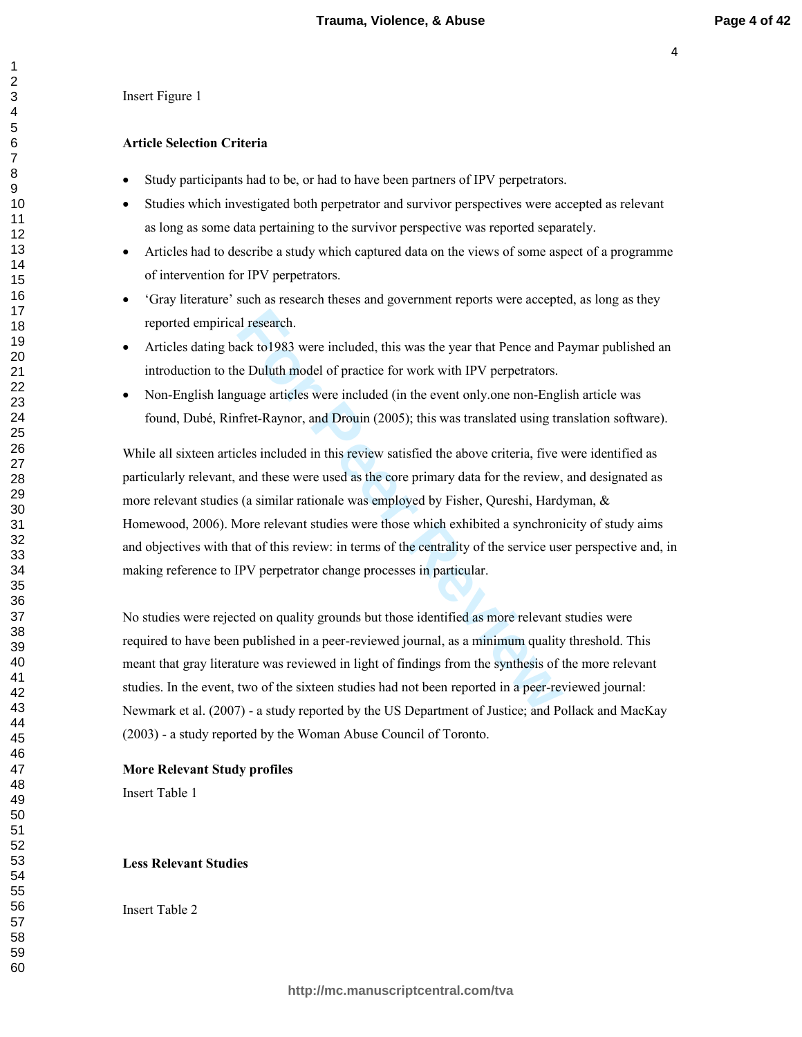Insert Figure 1

**Article Selection Criteria**

- Study participants had to be, or had to have been partners of IPV perpetrators.
- Studies which investigated both perpetrator and survivor perspectives were accepted as relevant as long as some data pertaining to the survivor perspective was reported separately.
- Articles had to describe a study which captured data on the views of some aspect of a programme of intervention for IPV perpetrators.
- 'Gray literature' such as research theses and government reports were accepted, as long as they reported empirical research.
- Articles dating back to1983 were included, this was the year that Pence and Paymar published an introduction to the Duluth model of practice for work with IPV perpetrators.
- Non-English language articles were included (in the event only.one non-English article was found, Dubé, Rinfret-Raynor, and Drouin (2005); this was translated using translation software).

While all sixteen articles included in this review satisfied the above criteria, five were identified as particularly relevant, and these were used as the core primary data for the review, and designated as more relevant studies (a similar rationale was employed by Fisher, Qureshi, Hardyman, & Homewood, 2006). More relevant studies were those which exhibited a synchronicity of study aims and objectives with that of this review: in terms of the centrality of the service user perspective and, in making reference to IPV perpetrator change processes in particular.

No studies were rejected on quality grounds but those identified as more relevant studies were required to have been published in a peer-reviewed journal, as a minimum quality threshold. This meant that gray literature was reviewed in light of findings from the synthesis of the more relevant studies. In the event, two of the sixteen studies had not been reported in a peer-reviewed journal: Newmark et al. (2007) - a study reported by the US Department of Justice; and Pollack and MacKay (2003) - a study reported by the Woman Abuse Council of Toronto.

**More Relevant Study profiles**

Insert Table 1

**Less Relevant Studies**

Insert Table 2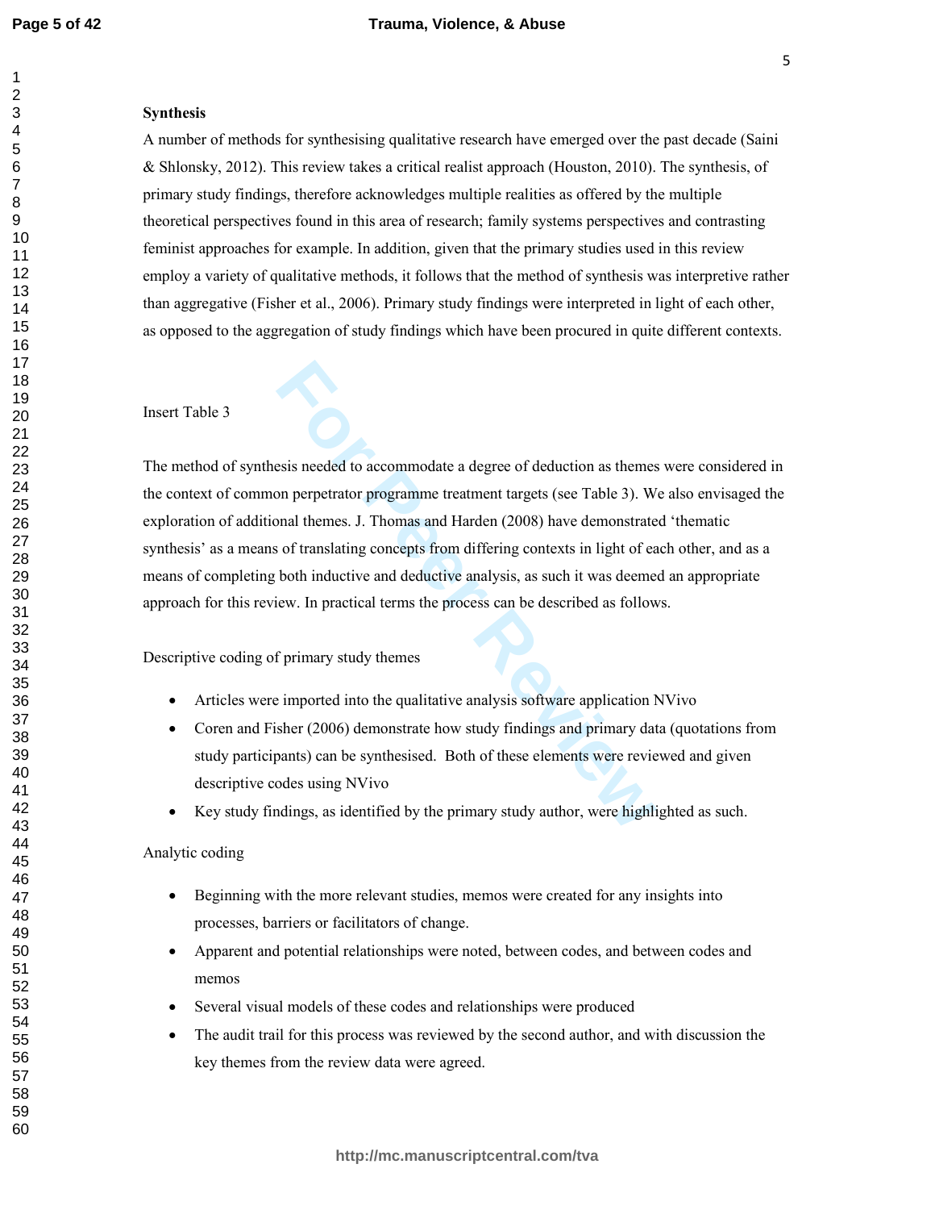## Synthesis

A number of methods for synthesising qualitative research have emerged over the past decade (Saini & Shlonsky, 2012). This review takes a critical realist approach (Houston, 2010). The synthesis, of primary study findings, therefore acknowledges multiple realities as offered by the multiple theoretical perspectives found in this area of research; family systems perspectives and contrasting feminist approaches for example. In addition, given that the primary studies used in this review employ a variety of qualitative methods, it follows that the method of synthesis was interpretive rather than aggregative (Fisher et al., 2006). Primary study findings were interpreted in light of each other, as opposed to the aggregation of study findings which have been procured in quite different contexts.

Insert Table 3

The method of synthesis needed to accommodate a degree of deduction as themes were considered in the context of common perpetrator programme treatment targets (see Table 3). We also envisaged the exploration of additional themes. J. Thomas and Harden (2008) have demonstrated 'thematic synthesis' as a means of translating concepts from differing contexts in light of each other, and as a means of completing both inductive and deductive analysis, as such it was deemed an appropriate approach for this review. In practical terms the process can be described as follows.

Descriptive coding of primary study themes

- Articles were imported into the qualitative analysis software application NVivo
- Coren and Fisher (2006) demonstrate how study findings and primary data (quotations from study participants) can be synthesised. Both of these elements were reviewed and given descriptive codes using NVivo
- Key study findings, as identified by the primary study author, were highlighted as such.

Analytic coding

- Beginning with the more relevant studies, memos were created for any insights into processes, barriers or facilitators of change.
- Apparent and potential relationships were noted, between codes, and between codes and memos
- Several visual models of these codes and relationships were produced
- The audit trail for this process was reviewed by the second author, and with discussion the key themes from the review data were agreed.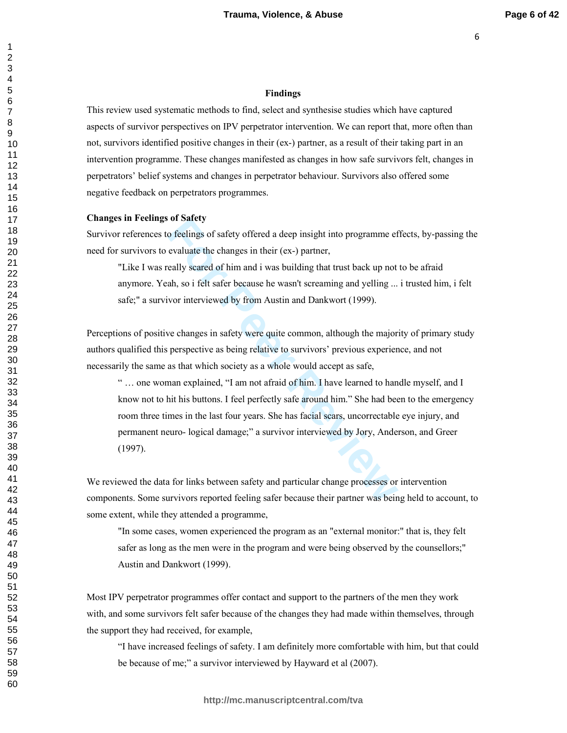## Findings

This review used systematic methods to find, select and synthesise studies which have captured aspects of survivor perspectives on IPV perpetrator intervention. We can report that, more often than not, survivors identified positive changes in their (ex-) partner, as a result of their taking part in an intervention programme. These changes manifested as changes in how safe survivors felt, changes in perpetrators' belief systems and changes in perpetrator behaviour. Survivors also offered some negative feedback on perpetrators programmes.

**Changes in Feelings of Safety**

Survivor references to feelings of safety offered a deep insight into programme effects, by-passing the need for survivors to evaluate the changes in their (ex-) partner,

> "Like I was really scared of him and i was building that trust back up not to be afraid anymore. Yeah, so i felt safer because he wasn't screaming and yelling ... i trusted him, i felt safe;" a survivor interviewed by from Austin and Dankwort (1999).

Perceptions of positive changes in safety were quite common, although the majority of primary study authors qualified this perspective as being relative to survivors' previous experience, and not necessarily the same as that which society as a whole would accept as safe,

> " … one woman explained, "I am not afraid of him. I have learned to handle myself, and I know not to hit his buttons. I feel perfectly safe around him." She had been to the emergency room three times in the last four years. She has facial scars, uncorrectable eye injury, and permanent neuro- logical damage;" a survivor interviewed by Jory, Anderson, and Greer (1997).

We reviewed the data for links between safety and particular change processes or intervention components. Some survivors reported feeling safer because their partner was being held to account, to some extent, while they attended a programme,

> "In some cases, women experienced the program as an "external monitor:" that is, they felt safer as long as the men were in the program and were being observed by the counsellors;" Austin and Dankwort (1999).

Most IPV perpetrator programmes offer contact and support to the partners of the men they work with, and some survivors felt safer because of the changes they had made within themselves, through the support they had received, for example,

> "I have increased feelings of safety. I am definitely more comfortable with him, but that could be because of me;" a survivor interviewed by Hayward et al (2007).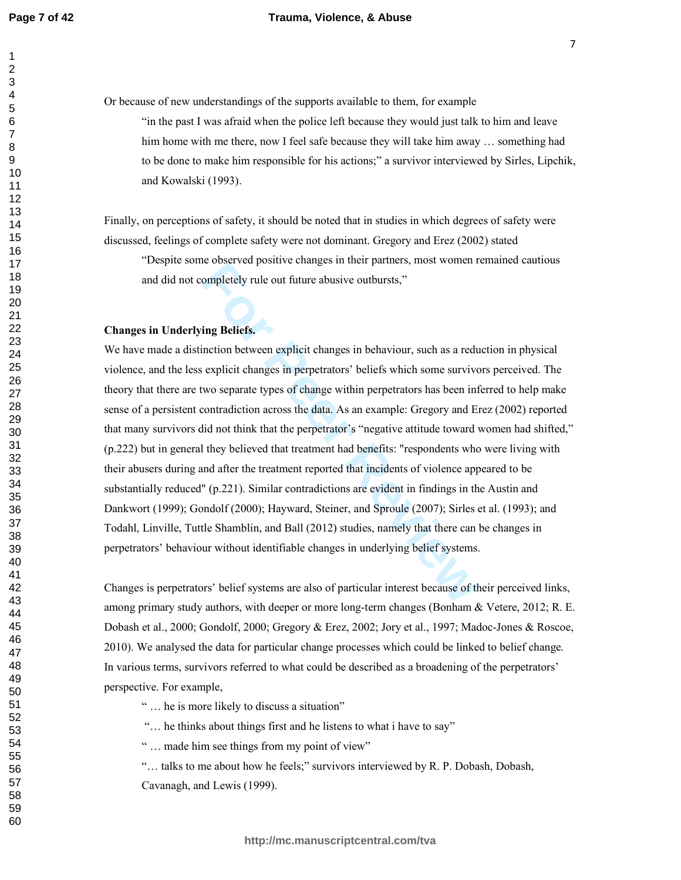Or because of new understandings of the supports available to them, for example

> "in the past I was afraid when the police left because they would just talk to him and leave him home with me there, now I feel safe because they will take him away … something had to be done to make him responsible for his actions;" a survivor interviewed by Sirles, Lipchik, and Kowalski (1993).

Finally, on perceptions of safety, it should be noted that in studies in which degrees of safety were discussed, feelings of complete safety were not dominant. Gregory and Erez (2002) stated

> "Despite some observed positive changes in their partners, most women remained cautious and did not completely rule out future abusive outbursts,"

**Changes in Underlying Beliefs.**

We have made a distinction between explicit changes in behaviour, such as a reduction in physical violence, and the less explicit changes in perpetrators' beliefs which some survivors perceived. The theory that there are two separate types of change within perpetrators has been inferred to help make sense of a persistent contradiction across the data. As an example: Gregory and Erez (2002) reported that many survivors did not think that the perpetrator's "negative attitude toward women had shifted," (p.222) but in general they believed that treatment had benefits: "respondents who were living with their abusers during and after the treatment reported that incidents of violence appeared to be substantially reduced" (p.221). Similar contradictions are evident in findings in the Austin and Dankwort (1999); Gondolf (2000); Hayward, Steiner, and Sproule (2007); Sirles et al. (1993); and Todahl, Linville, Tuttle Shamblin, and Ball (2012) studies, namely that there can be changes in perpetrators' behaviour without identifiable changes in underlying belief systems.

Changes is perpetrators' belief systems are also of particular interest because of their perceived links, among primary study authors, with deeper or more long-term changes (Bonham & Vetere, 2012; R. E. Dobash et al., 2000; Gondolf, 2000; Gregory & Erez, 2002; Jory et al., 1997; Madoc-Jones & Roscoe, 2010). We analysed the data for particular change processes which could be linked to belief change. In various terms, survivors referred to what could be described as a broadening of the perpetrators' perspective. For example,

> " … he is more likely to discuss a situation"
>
> "… he thinks about things first and he listens to what i have to say"
>
> " … made him see things from my point of view"
>
> "… talks to me about how he feels;" survivors interviewed by R. P. Dobash, Dobash, Cavanagh, and Lewis (1999).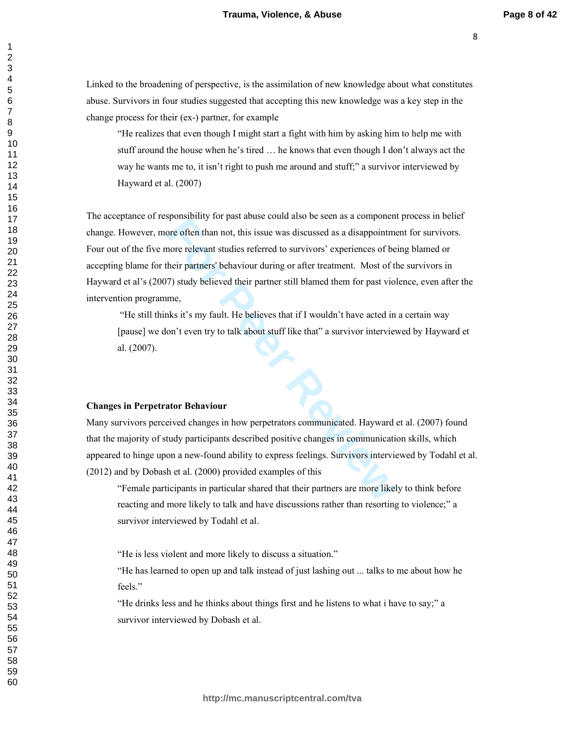Linked to the broadening of perspective, is the assimilation of new knowledge about what constitutes abuse. Survivors in four studies suggested that accepting this new knowledge was a key step in the change process for their (ex-) partner, for example

> "He realizes that even though I might start a fight with him by asking him to help me with stuff around the house when he's tired … he knows that even though I don't always act the way he wants me to, it isn't right to push me around and stuff;" a survivor interviewed by Hayward et al. (2007)

The acceptance of responsibility for past abuse could also be seen as a component process in belief change. However, more often than not, this issue was discussed as a disappointment for survivors. Four out of the five more relevant studies referred to survivors' experiences of being blamed or accepting blame for their partners' behaviour during or after treatment. Most of the survivors in Hayward et al's (2007) study believed their partner still blamed them for past violence, even after the intervention programme,

> "He still thinks it's my fault. He believes that if I wouldn't have acted in a certain way [pause] we don't even try to talk about stuff like that" a survivor interviewed by Hayward et al. (2007).

**Changes in Perpetrator Behaviour**

Many survivors perceived changes in how perpetrators communicated. Hayward et al. (2007) found that the majority of study participants described positive changes in communication skills, which appeared to hinge upon a new-found ability to express feelings. Survivors interviewed by Todahl et al. (2012) and by Dobash et al. (2000) provided examples of this

> "Female participants in particular shared that their partners are more likely to think before reacting and more likely to talk and have discussions rather than resorting to violence;" a survivor interviewed by Todahl et al.
>
> "He is less violent and more likely to discuss a situation."
>
> "He has learned to open up and talk instead of just lashing out ... talks to me about how he feels."
>
> "He drinks less and he thinks about things first and he listens to what i have to say;" a survivor interviewed by Dobash et al.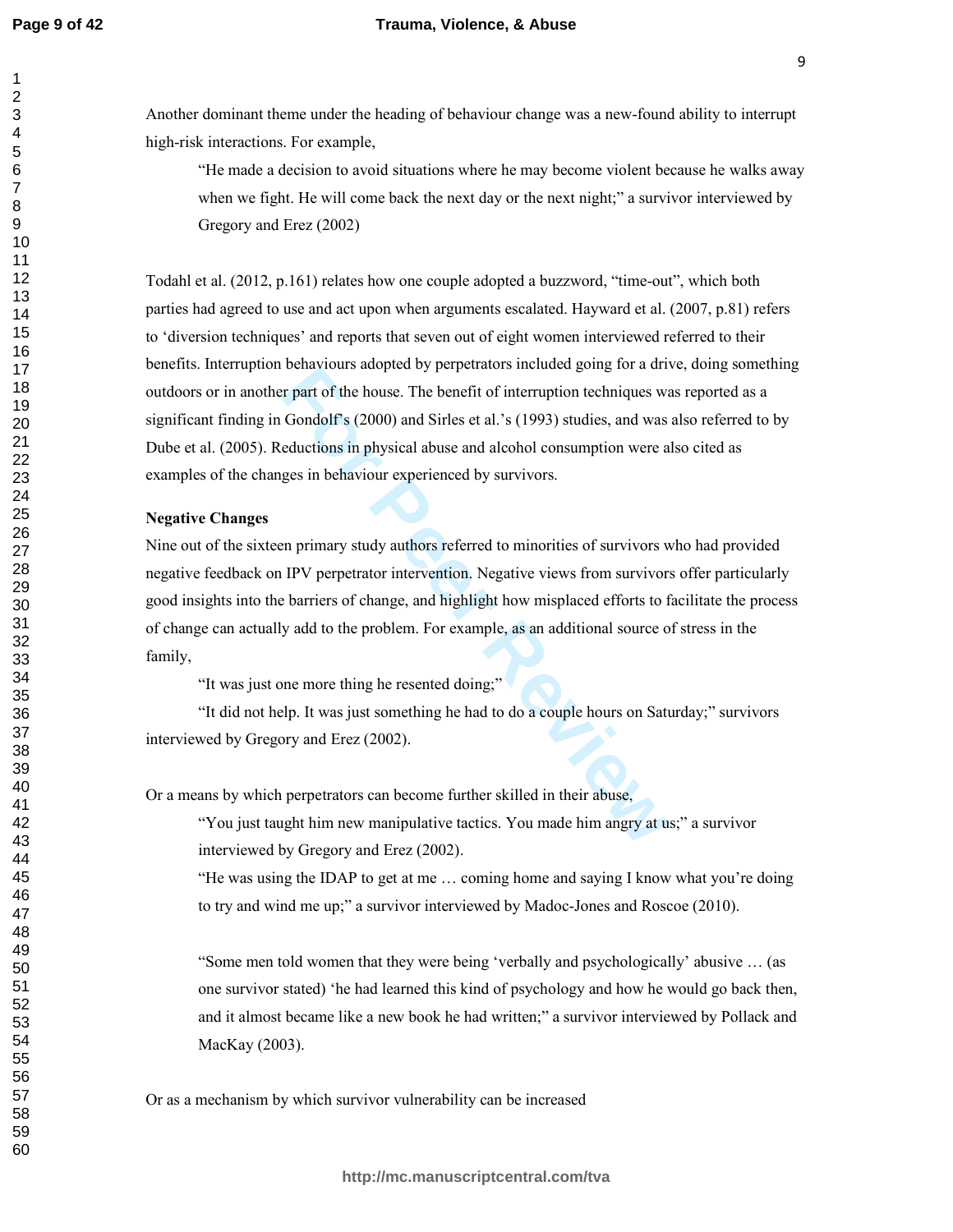Another dominant theme under the heading of behaviour change was a new-found ability to interrupt high-risk interactions. For example,

> "He made a decision to avoid situations where he may become violent because he walks away when we fight. He will come back the next day or the next night;" a survivor interviewed by Gregory and Erez (2002)

Todahl et al. (2012, p.161) relates how one couple adopted a buzzword, "time-out", which both parties had agreed to use and act upon when arguments escalated. Hayward et al. (2007, p.81) refers to 'diversion techniques' and reports that seven out of eight women interviewed referred to their benefits. Interruption behaviours adopted by perpetrators included going for a drive, doing something outdoors or in another part of the house. The benefit of interruption techniques was reported as a significant finding in Gondolf's (2000) and Sirles et al.'s (1993) studies, and was also referred to by Dube et al. (2005). Reductions in physical abuse and alcohol consumption were also cited as examples of the changes in behaviour experienced by survivors.

**Negative Changes**

Nine out of the sixteen primary study authors referred to minorities of survivors who had provided negative feedback on IPV perpetrator intervention. Negative views from survivors offer particularly good insights into the barriers of change, and highlight how misplaced efforts to facilitate the process of change can actually add to the problem. For example, as an additional source of stress in the family,

> "It was just one more thing he resented doing;"
>
> "It did not help. It was just something he had to do a couple hours on Saturday;" survivors interviewed by Gregory and Erez (2002).

Or a means by which perpetrators can become further skilled in their abuse,

> "You just taught him new manipulative tactics. You made him angry at us;" a survivor interviewed by Gregory and Erez (2002).
>
> "He was using the IDAP to get at me … coming home and saying I know what you're doing to try and wind me up;" a survivor interviewed by Madoc-Jones and Roscoe (2010).
>
> "Some men told women that they were being 'verbally and psychologically' abusive … (as one survivor stated) 'he had learned this kind of psychology and how he would go back then, and it almost became like a new book he had written;" a survivor interviewed by Pollack and MacKay (2003).

Or as a mechanism by which survivor vulnerability can be increased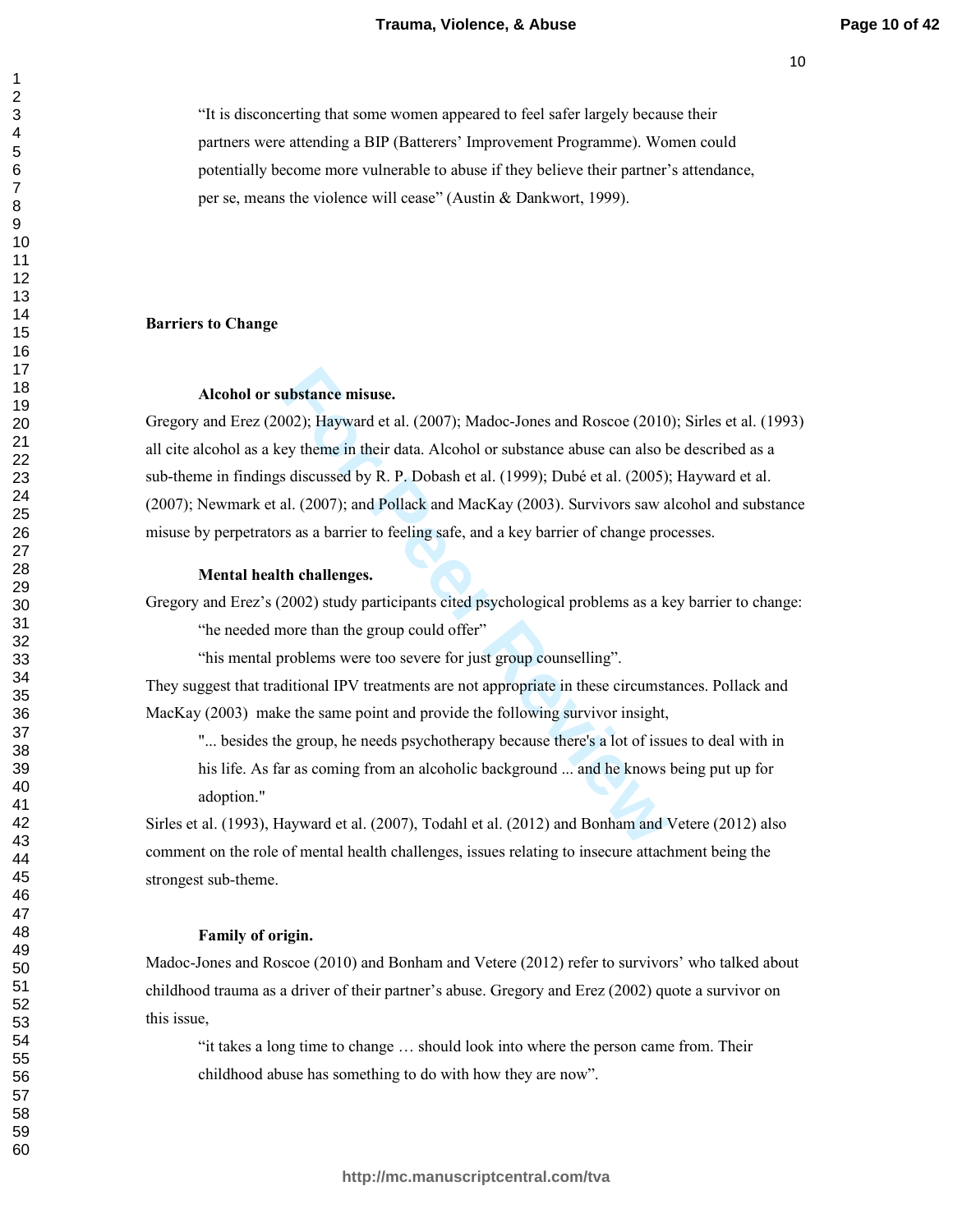> "It is disconcerting that some women appeared to feel safer largely because their partners were attending a BIP (Batterers' Improvement Programme). Women could potentially become more vulnerable to abuse if they believe their partner's attendance, per se, means the violence will cease" (Austin & Dankwort, 1999).

## Barriers to Change

### Alcohol or substance misuse.

Gregory and Erez (2002); Hayward et al. (2007); Madoc-Jones and Roscoe (2010); Sirles et al. (1993) all cite alcohol as a key theme in their data. Alcohol or substance abuse can also be described as a sub-theme in findings discussed by R. P. Dobash et al. (1999); Dubé et al. (2005); Hayward et al. (2007); Newmark et al. (2007); and Pollack and MacKay (2003). Survivors saw alcohol and substance misuse by perpetrators as a barrier to feeling safe, and a key barrier of change processes.

### Mental health challenges.

Gregory and Erez's (2002) study participants cited psychological problems as a key barrier to change:

> "he needed more than the group could offer"
>
> "his mental problems were too severe for just group counselling".

They suggest that traditional IPV treatments are not appropriate in these circumstances. Pollack and MacKay (2003) make the same point and provide the following survivor insight,

> "... besides the group, he needs psychotherapy because there's a lot of issues to deal with in his life. As far as coming from an alcoholic background ... and he knows being put up for adoption."

Sirles et al. (1993), Hayward et al. (2007), Todahl et al. (2012) and Bonham and Vetere (2012) also comment on the role of mental health challenges, issues relating to insecure attachment being the strongest sub-theme.

### Family of origin.

Madoc-Jones and Roscoe (2010) and Bonham and Vetere (2012) refer to survivors' who talked about childhood trauma as a driver of their partner's abuse. Gregory and Erez (2002) quote a survivor on this issue,

> "it takes a long time to change … should look into where the person came from. Their childhood abuse has something to do with how they are now".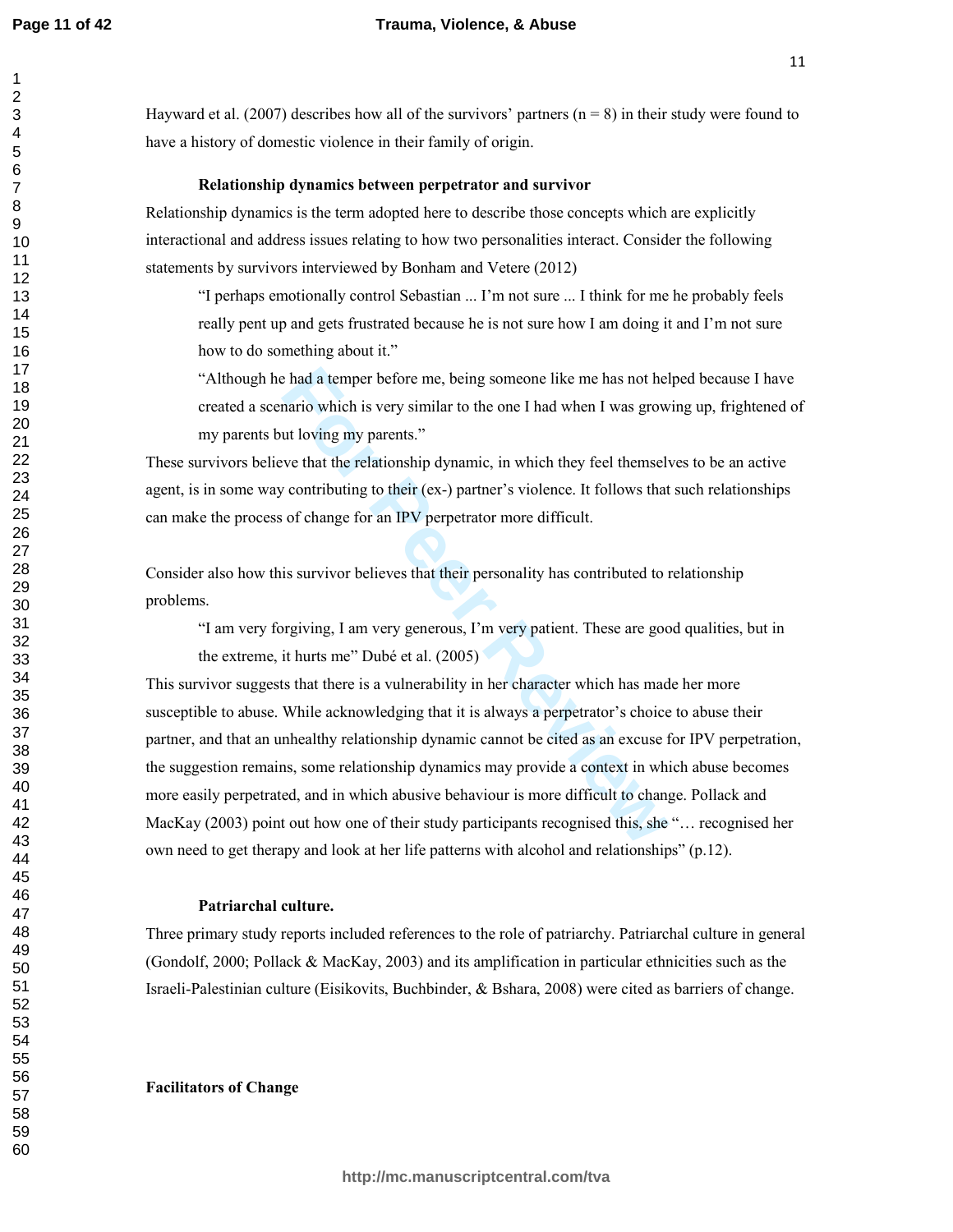Hayward et al. (2007) describes how all of the survivors' partners (n = 8) in their study were found to have a history of domestic violence in their family of origin.

**Relationship dynamics between perpetrator and survivor**

Relationship dynamics is the term adopted here to describe those concepts which are explicitly interactional and address issues relating to how two personalities interact. Consider the following statements by survivors interviewed by Bonham and Vetere (2012)

> "I perhaps emotionally control Sebastian ... I'm not sure ... I think for me he probably feels really pent up and gets frustrated because he is not sure how I am doing it and I'm not sure how to do something about it."
>
> "Although he had a temper before me, being someone like me has not helped because I have created a scenario which is very similar to the one I had when I was growing up, frightened of my parents but loving my parents."

These survivors believe that the relationship dynamic, in which they feel themselves to be an active agent, is in some way contributing to their (ex-) partner's violence. It follows that such relationships can make the process of change for an IPV perpetrator more difficult.

Consider also how this survivor believes that their personality has contributed to relationship problems.

> "I am very forgiving, I am very generous, I'm very patient. These are good qualities, but in the extreme, it hurts me" Dubé et al. (2005)

This survivor suggests that there is a vulnerability in her character which has made her more susceptible to abuse. While acknowledging that it is always a perpetrator's choice to abuse their partner, and that an unhealthy relationship dynamic cannot be cited as an excuse for IPV perpetration, the suggestion remains, some relationship dynamics may provide a context in which abuse becomes more easily perpetrated, and in which abusive behaviour is more difficult to change. Pollack and MacKay (2003) point out how one of their study participants recognised this, she "… recognised her own need to get therapy and look at her life patterns with alcohol and relationships" (p.12).

**Patriarchal culture.**

Three primary study reports included references to the role of patriarchy. Patriarchal culture in general (Gondolf, 2000; Pollack & MacKay, 2003) and its amplification in particular ethnicities such as the Israeli-Palestinian culture (Eisikovits, Buchbinder, & Bshara, 2008) were cited as barriers of change.

## Facilitators of Change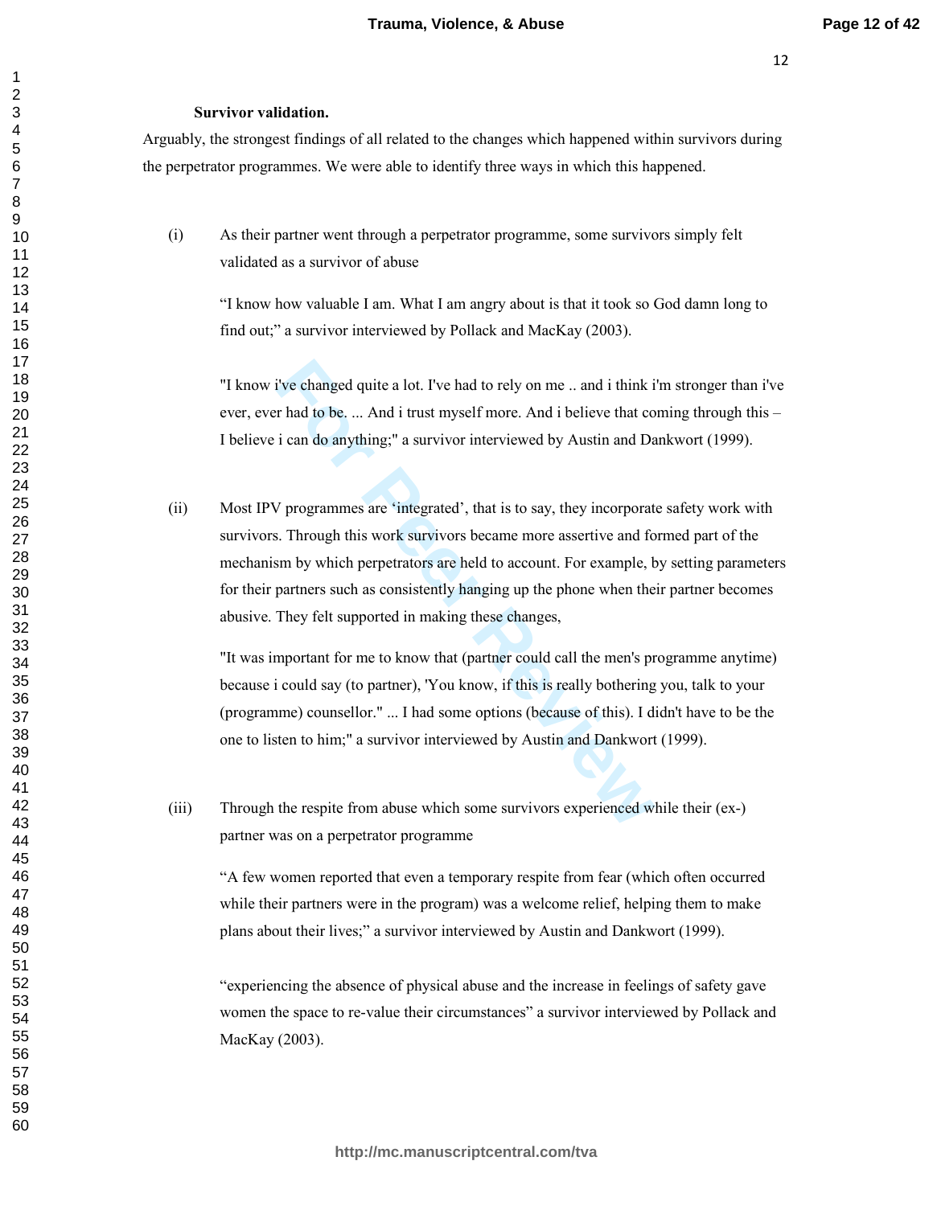**Survivor validation.**

Arguably, the strongest findings of all related to the changes which happened within survivors during the perpetrator programmes. We were able to identify three ways in which this happened.

(i) As their partner went through a perpetrator programme, some survivors simply felt validated as a survivor of abuse

> “I know how valuable I am. What I am angry about is that it took so God damn long to find out;” a survivor interviewed by Pollack and MacKay (2003).

> "I know i've changed quite a lot. I've had to rely on me .. and i think i'm stronger than i've ever, ever had to be. ... And i trust myself more. And i believe that coming through this – I believe i can do anything;" a survivor interviewed by Austin and Dankwort (1999).

(ii) Most IPV programmes are ‘integrated’, that is to say, they incorporate safety work with survivors. Through this work survivors became more assertive and formed part of the mechanism by which perpetrators are held to account. For example, by setting parameters for their partners such as consistently hanging up the phone when their partner becomes abusive. They felt supported in making these changes,

> "It was important for me to know that (partner could call the men's programme anytime) because i could say (to partner), 'You know, if this is really bothering you, talk to your (programme) counsellor." ... I had some options (because of this). I didn't have to be the one to listen to him;" a survivor interviewed by Austin and Dankwort (1999).

(iii) Through the respite from abuse which some survivors experienced while their (ex-) partner was on a perpetrator programme

> “A few women reported that even a temporary respite from fear (which often occurred while their partners were in the program) was a welcome relief, helping them to make plans about their lives;” a survivor interviewed by Austin and Dankwort (1999).

> “experiencing the absence of physical abuse and the increase in feelings of safety gave women the space to re-value their circumstances” a survivor interviewed by Pollack and MacKay (2003).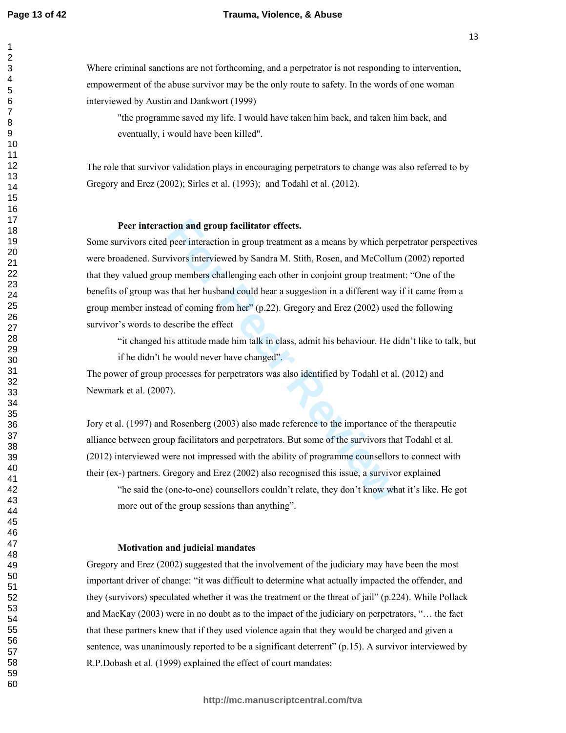Where criminal sanctions are not forthcoming, and a perpetrator is not responding to intervention, empowerment of the abuse survivor may be the only route to safety. In the words of one woman interviewed by Austin and Dankwort (1999)

> "the programme saved my life. I would have taken him back, and taken him back, and eventually, i would have been killed".

The role that survivor validation plays in encouraging perpetrators to change was also referred to by Gregory and Erez (2002); Sirles et al. (1993); and Todahl et al. (2012).

### Peer interaction and group facilitator effects.

Some survivors cited peer interaction in group treatment as a means by which perpetrator perspectives were broadened. Survivors interviewed by Sandra M. Stith, Rosen, and McCollum (2002) reported that they valued group members challenging each other in conjoint group treatment: "One of the benefits of group was that her husband could hear a suggestion in a different way if it came from a group member instead of coming from her" (p.22). Gregory and Erez (2002) used the following survivor's words to describe the effect

> "it changed his attitude made him talk in class, admit his behaviour. He didn't like to talk, but if he didn't he would never have changed".

The power of group processes for perpetrators was also identified by Todahl et al. (2012) and Newmark et al. (2007).

Jory et al. (1997) and Rosenberg (2003) also made reference to the importance of the therapeutic alliance between group facilitators and perpetrators. But some of the survivors that Todahl et al. (2012) interviewed were not impressed with the ability of programme counsellors to connect with their (ex-) partners. Gregory and Erez (2002) also recognised this issue, a survivor explained

> "he said the (one-to-one) counsellors couldn't relate, they don't know what it's like. He got more out of the group sessions than anything".

### Motivation and judicial mandates

Gregory and Erez (2002) suggested that the involvement of the judiciary may have been the most important driver of change: "it was difficult to determine what actually impacted the offender, and they (survivors) speculated whether it was the treatment or the threat of jail" (p.224). While Pollack and MacKay (2003) were in no doubt as to the impact of the judiciary on perpetrators, "… the fact that these partners knew that if they used violence again that they would be charged and given a sentence, was unanimously reported to be a significant deterrent" (p.15). A survivor interviewed by R.P.Dobash et al. (1999) explained the effect of court mandates: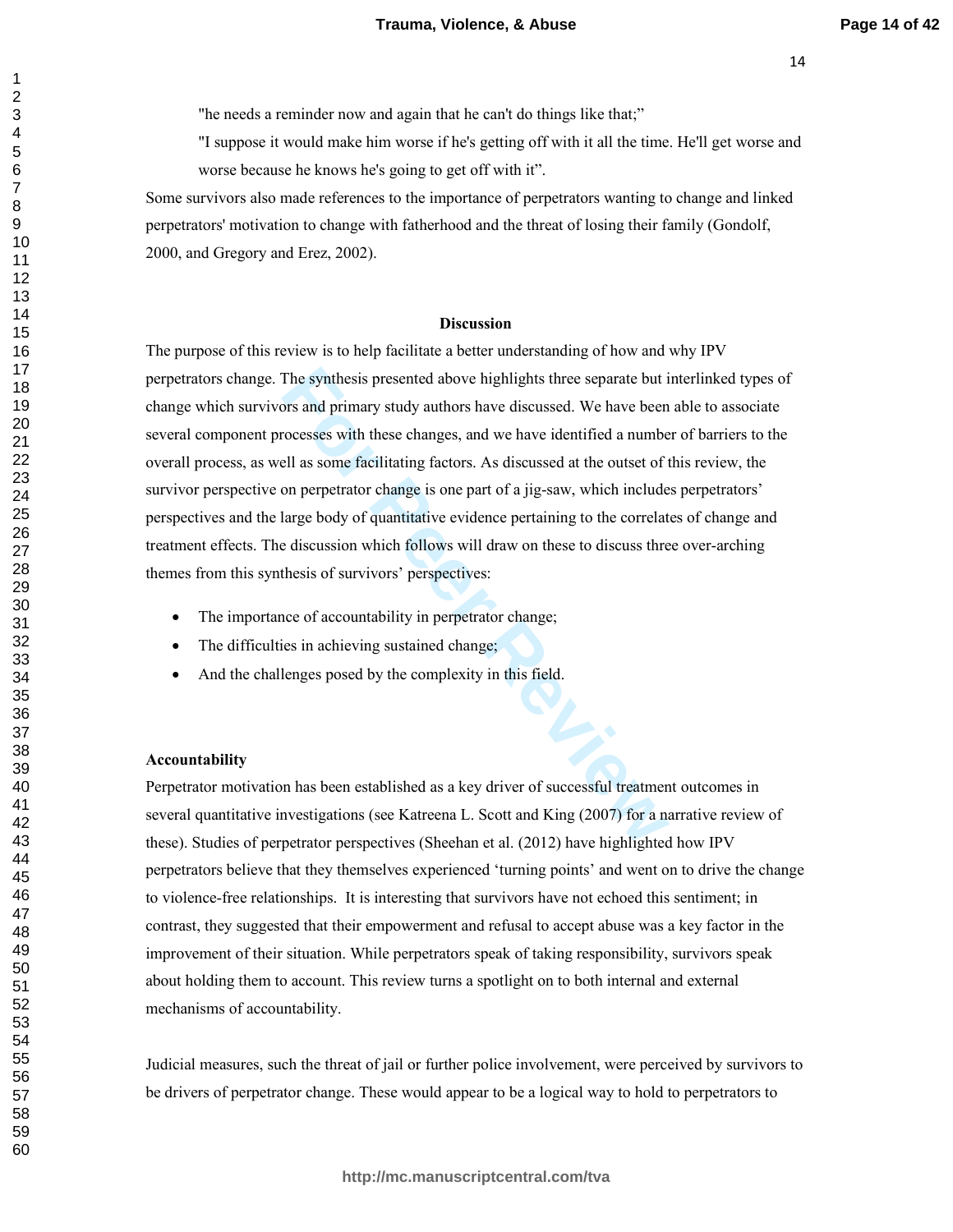"he needs a reminder now and again that he can't do things like that;"

"I suppose it would make him worse if he's getting off with it all the time. He'll get worse and worse because he knows he's going to get off with it".

Some survivors also made references to the importance of perpetrators wanting to change and linked perpetrators' motivation to change with fatherhood and the threat of losing their family (Gondolf, 2000, and Gregory and Erez, 2002).

## Discussion

The purpose of this review is to help facilitate a better understanding of how and why IPV perpetrators change. The synthesis presented above highlights three separate but interlinked types of change which survivors and primary study authors have discussed. We have been able to associate several component processes with these changes, and we have identified a number of barriers to the overall process, as well as some facilitating factors. As discussed at the outset of this review, the survivor perspective on perpetrator change is one part of a jig-saw, which includes perpetrators' perspectives and the large body of quantitative evidence pertaining to the correlates of change and treatment effects. The discussion which follows will draw on these to discuss three over-arching themes from this synthesis of survivors' perspectives:

- The importance of accountability in perpetrator change;
- The difficulties in achieving sustained change;
- And the challenges posed by the complexity in this field.

### Accountability

Perpetrator motivation has been established as a key driver of successful treatment outcomes in several quantitative investigations (see Katreena L. Scott and King (2007) for a narrative review of these). Studies of perpetrator perspectives (Sheehan et al. (2012) have highlighted how IPV perpetrators believe that they themselves experienced 'turning points' and went on to drive the change to violence-free relationships. It is interesting that survivors have not echoed this sentiment; in contrast, they suggested that their empowerment and refusal to accept abuse was a key factor in the improvement of their situation. While perpetrators speak of taking responsibility, survivors speak about holding them to account. This review turns a spotlight on to both internal and external mechanisms of accountability.

Judicial measures, such the threat of jail or further police involvement, were perceived by survivors to be drivers of perpetrator change. These would appear to be a logical way to hold to perpetrators to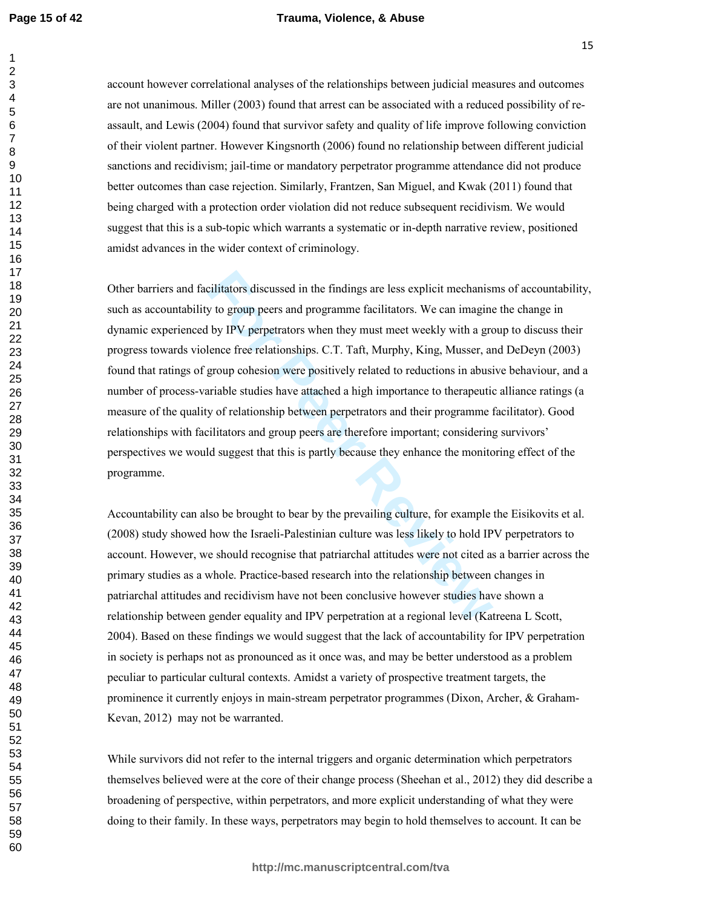account however correlational analyses of the relationships between judicial measures and outcomes are not unanimous. Miller (2003) found that arrest can be associated with a reduced possibility of re-assault, and Lewis (2004) found that survivor safety and quality of life improve following conviction of their violent partner. However Kingsnorth (2006) found no relationship between different judicial sanctions and recidivism; jail-time or mandatory perpetrator programme attendance did not produce better outcomes than case rejection. Similarly, Frantzen, San Miguel, and Kwak (2011) found that being charged with a protection order violation did not reduce subsequent recidivism. We would suggest that this is a sub-topic which warrants a systematic or in-depth narrative review, positioned amidst advances in the wider context of criminology.

Other barriers and facilitators discussed in the findings are less explicit mechanisms of accountability, such as accountability to group peers and programme facilitators. We can imagine the change in dynamic experienced by IPV perpetrators when they must meet weekly with a group to discuss their progress towards violence free relationships. C.T. Taft, Murphy, King, Musser, and DeDeyn (2003) found that ratings of group cohesion were positively related to reductions in abusive behaviour, and a number of process-variable studies have attached a high importance to therapeutic alliance ratings (a measure of the quality of relationship between perpetrators and their programme facilitator). Good relationships with facilitators and group peers are therefore important; considering survivors' perspectives we would suggest that this is partly because they enhance the monitoring effect of the programme.

Accountability can also be brought to bear by the prevailing culture, for example the Eisikovits et al. (2008) study showed how the Israeli-Palestinian culture was less likely to hold IPV perpetrators to account. However, we should recognise that patriarchal attitudes were not cited as a barrier across the primary studies as a whole. Practice-based research into the relationship between changes in patriarchal attitudes and recidivism have not been conclusive however studies have shown a relationship between gender equality and IPV perpetration at a regional level (Katreena L Scott, 2004). Based on these findings we would suggest that the lack of accountability for IPV perpetration in society is perhaps not as pronounced as it once was, and may be better understood as a problem peculiar to particular cultural contexts. Amidst a variety of prospective treatment targets, the prominence it currently enjoys in main-stream perpetrator programmes (Dixon, Archer, & Graham-Kevan, 2012) may not be warranted.

While survivors did not refer to the internal triggers and organic determination which perpetrators themselves believed were at the core of their change process (Sheehan et al., 2012) they did describe a broadening of perspective, within perpetrators, and more explicit understanding of what they were doing to their family. In these ways, perpetrators may begin to hold themselves to account. It can be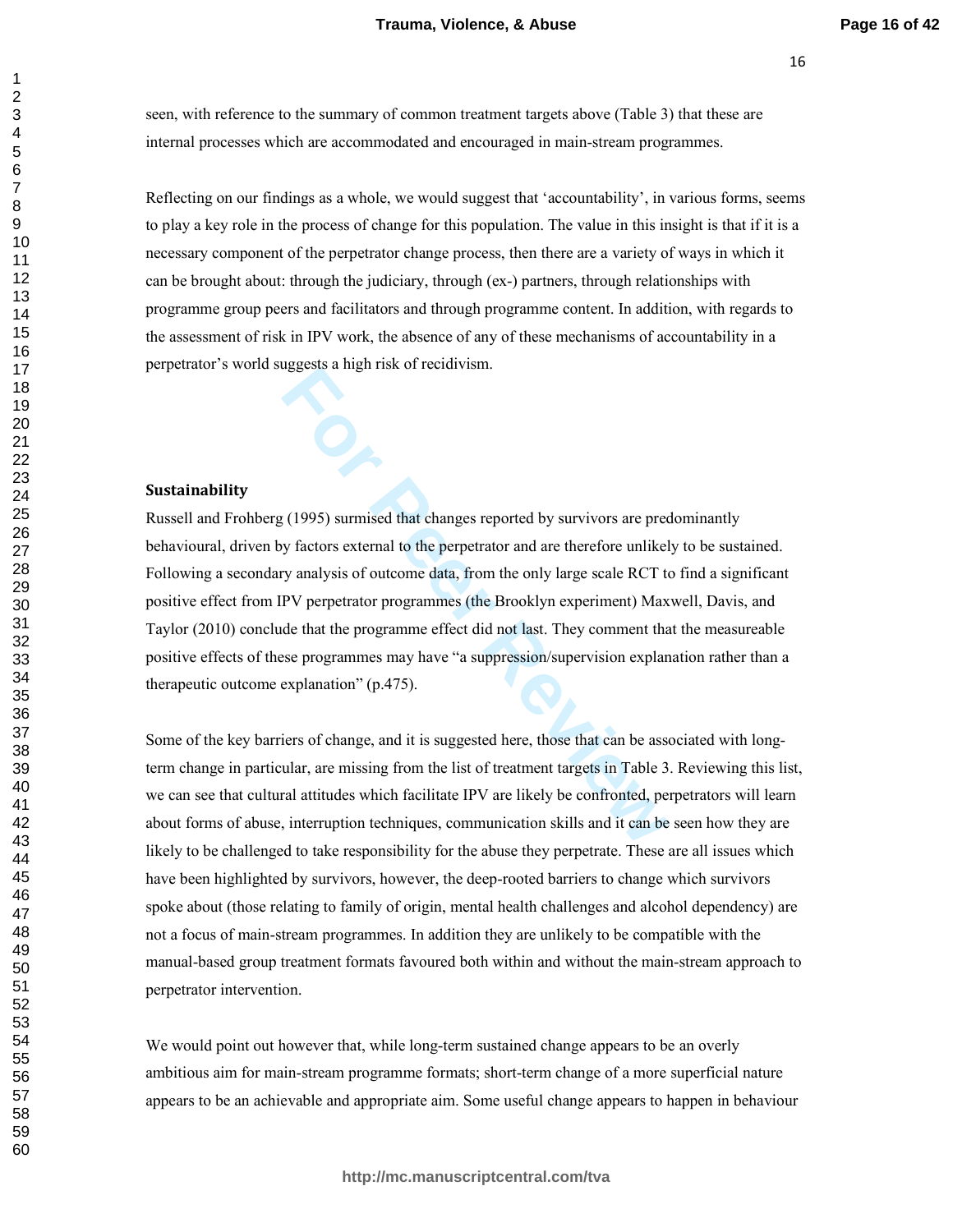seen, with reference to the summary of common treatment targets above (Table 3) that these are internal processes which are accommodated and encouraged in main-stream programmes.

Reflecting on our findings as a whole, we would suggest that 'accountability', in various forms, seems to play a key role in the process of change for this population. The value in this insight is that if it is a necessary component of the perpetrator change process, then there are a variety of ways in which it can be brought about: through the judiciary, through (ex-) partners, through relationships with programme group peers and facilitators and through programme content. In addition, with regards to the assessment of risk in IPV work, the absence of any of these mechanisms of accountability in a perpetrator's world suggests a high risk of recidivism.

**Sustainability**

Russell and Frohberg (1995) surmised that changes reported by survivors are predominantly behavioural, driven by factors external to the perpetrator and are therefore unlikely to be sustained. Following a secondary analysis of outcome data, from the only large scale RCT to find a significant positive effect from IPV perpetrator programmes (the Brooklyn experiment) Maxwell, Davis, and Taylor (2010) conclude that the programme effect did not last. They comment that the measureable positive effects of these programmes may have "a suppression/supervision explanation rather than a therapeutic outcome explanation" (p.475).

Some of the key barriers of change, and it is suggested here, those that can be associated with long-term change in particular, are missing from the list of treatment targets in Table 3. Reviewing this list, we can see that cultural attitudes which facilitate IPV are likely be confronted, perpetrators will learn about forms of abuse, interruption techniques, communication skills and it can be seen how they are likely to be challenged to take responsibility for the abuse they perpetrate. These are all issues which have been highlighted by survivors, however, the deep-rooted barriers to change which survivors spoke about (those relating to family of origin, mental health challenges and alcohol dependency) are not a focus of main-stream programmes. In addition they are unlikely to be compatible with the manual-based group treatment formats favoured both within and without the main-stream approach to perpetrator intervention.

We would point out however that, while long-term sustained change appears to be an overly ambitious aim for main-stream programme formats; short-term change of a more superficial nature appears to be an achievable and appropriate aim. Some useful change appears to happen in behaviour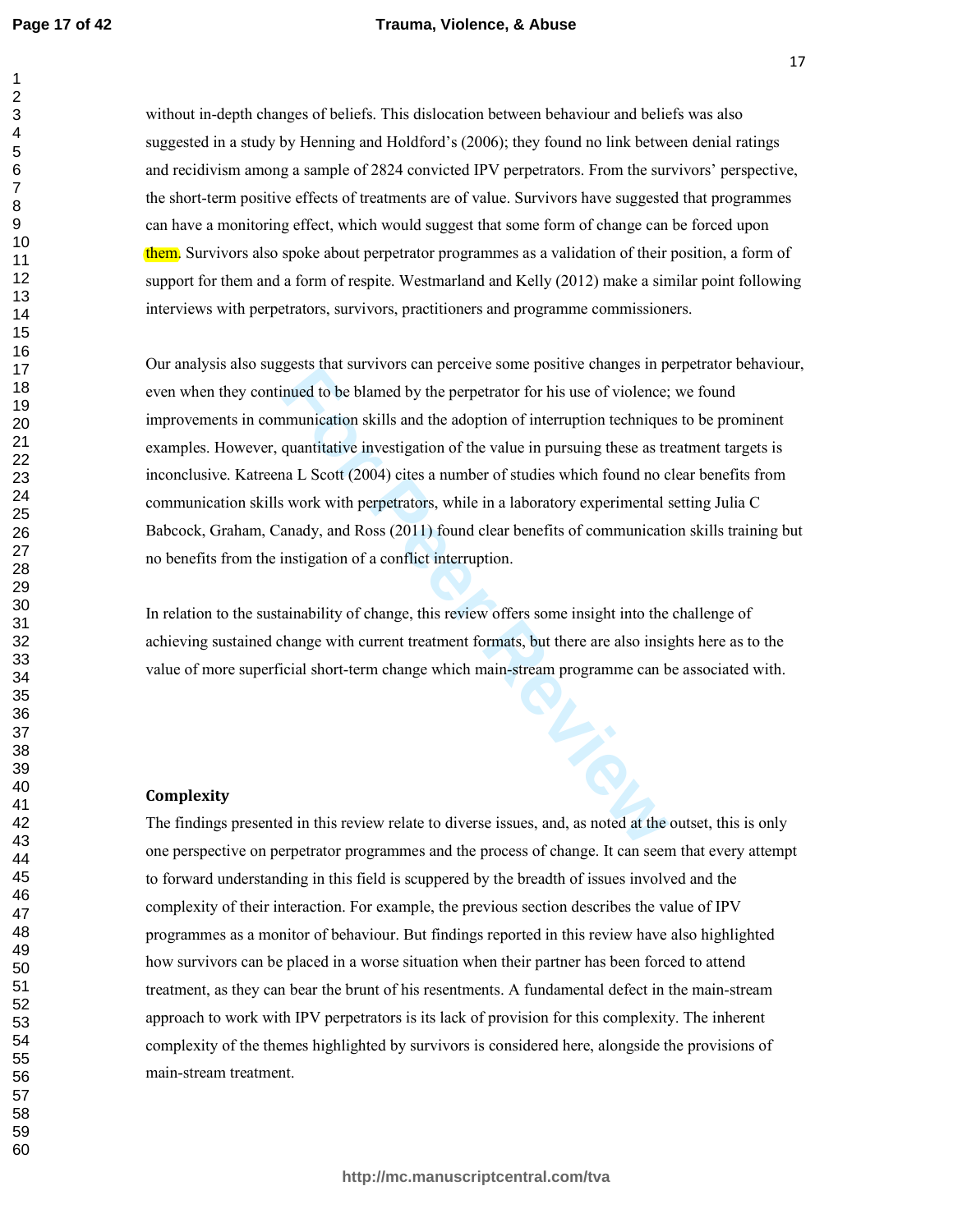without in-depth changes of beliefs. This dislocation between behaviour and beliefs was also suggested in a study by Henning and Holdford's (2006); they found no link between denial ratings and recidivism among a sample of 2824 convicted IPV perpetrators. From the survivors' perspective, the short-term positive effects of treatments are of value. Survivors have suggested that programmes can have a monitoring effect, which would suggest that some form of change can be forced upon them. Survivors also spoke about perpetrator programmes as a validation of their position, a form of support for them and a form of respite. Westmarland and Kelly (2012) make a similar point following interviews with perpetrators, survivors, practitioners and programme commissioners.

Our analysis also suggests that survivors can perceive some positive changes in perpetrator behaviour, even when they continued to be blamed by the perpetrator for his use of violence; we found improvements in communication skills and the adoption of interruption techniques to be prominent examples. However, quantitative investigation of the value in pursuing these as treatment targets is inconclusive. Katreena L Scott (2004) cites a number of studies which found no clear benefits from communication skills work with perpetrators, while in a laboratory experimental setting Julia C Babcock, Graham, Canady, and Ross (2011) found clear benefits of communication skills training but no benefits from the instigation of a conflict interruption.

In relation to the sustainability of change, this review offers some insight into the challenge of achieving sustained change with current treatment formats, but there are also insights here as to the value of more superficial short-term change which main-stream programme can be associated with.

### Complexity

The findings presented in this review relate to diverse issues, and, as noted at the outset, this is only one perspective on perpetrator programmes and the process of change. It can seem that every attempt to forward understanding in this field is scuppered by the breadth of issues involved and the complexity of their interaction. For example, the previous section describes the value of IPV programmes as a monitor of behaviour. But findings reported in this review have also highlighted how survivors can be placed in a worse situation when their partner has been forced to attend treatment, as they can bear the brunt of his resentments. A fundamental defect in the main-stream approach to work with IPV perpetrators is its lack of provision for this complexity. The inherent complexity of the themes highlighted by survivors is considered here, alongside the provisions of main-stream treatment.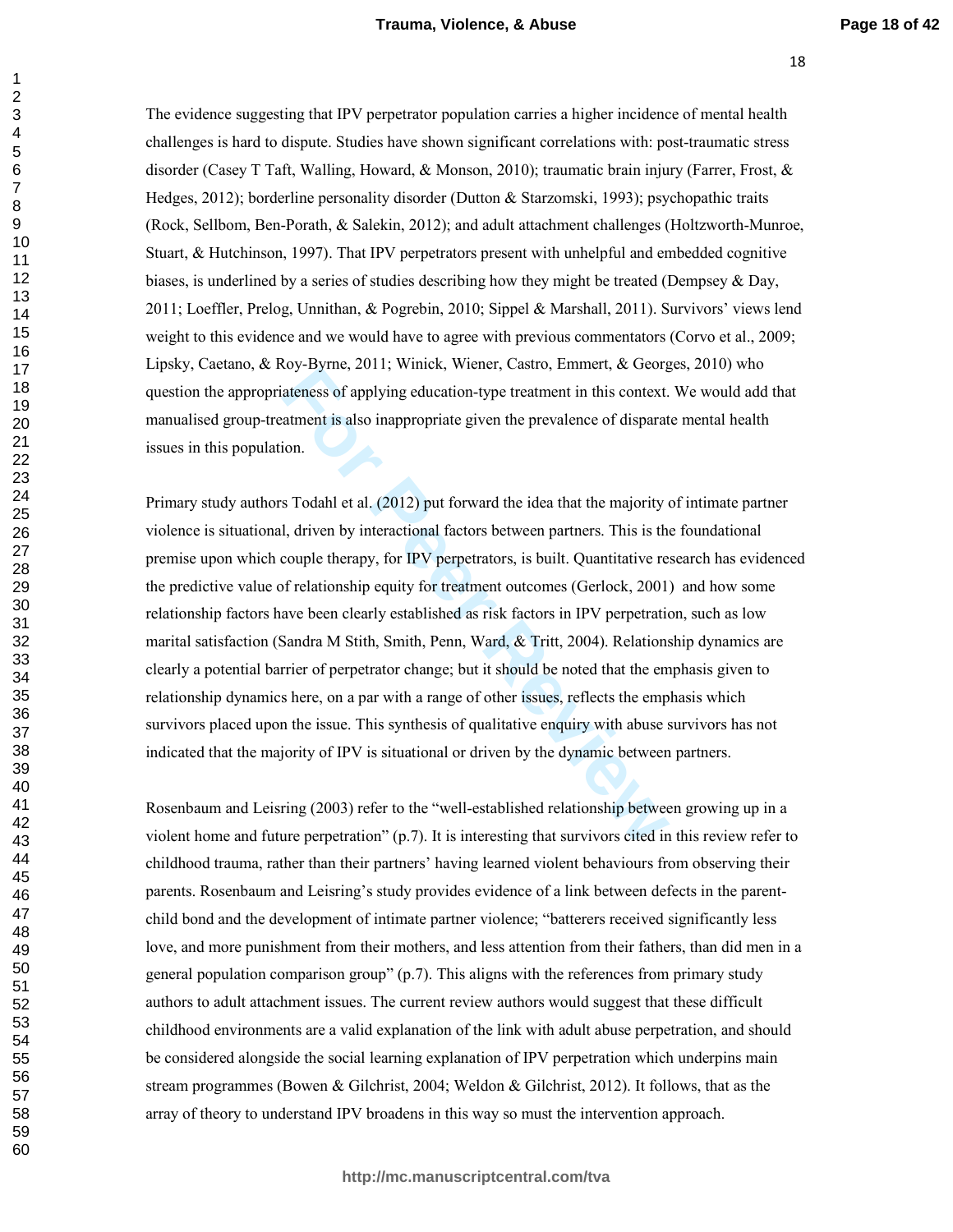The evidence suggesting that IPV perpetrator population carries a higher incidence of mental health challenges is hard to dispute. Studies have shown significant correlations with: post-traumatic stress disorder (Casey T Taft, Walling, Howard, & Monson, 2010); traumatic brain injury (Farrer, Frost, & Hedges, 2012); borderline personality disorder (Dutton & Starzomski, 1993); psychopathic traits (Rock, Sellbom, Ben-Porath, & Salekin, 2012); and adult attachment challenges (Holtzworth-Munroe, Stuart, & Hutchinson, 1997). That IPV perpetrators present with unhelpful and embedded cognitive biases, is underlined by a series of studies describing how they might be treated (Dempsey & Day, 2011; Loeffler, Prelog, Unnithan, & Pogrebin, 2010; Sippel & Marshall, 2011). Survivors' views lend weight to this evidence and we would have to agree with previous commentators (Corvo et al., 2009; Lipsky, Caetano, & Roy-Byrne, 2011; Winick, Wiener, Castro, Emmert, & Georges, 2010) who question the appropriateness of applying education-type treatment in this context. We would add that manualised group-treatment is also inappropriate given the prevalence of disparate mental health issues in this population.

Primary study authors Todahl et al. (2012) put forward the idea that the majority of intimate partner violence is situational, driven by interactional factors between partners. This is the foundational premise upon which couple therapy, for IPV perpetrators, is built. Quantitative research has evidenced the predictive value of relationship equity for treatment outcomes (Gerlock, 2001) and how some relationship factors have been clearly established as risk factors in IPV perpetration, such as low marital satisfaction (Sandra M Stith, Smith, Penn, Ward, & Tritt, 2004). Relationship dynamics are clearly a potential barrier of perpetrator change; but it should be noted that the emphasis given to relationship dynamics here, on a par with a range of other issues, reflects the emphasis which survivors placed upon the issue. This synthesis of qualitative enquiry with abuse survivors has not indicated that the majority of IPV is situational or driven by the dynamic between partners.

Rosenbaum and Leisring (2003) refer to the "well-established relationship between growing up in a violent home and future perpetration" (p.7). It is interesting that survivors cited in this review refer to childhood trauma, rather than their partners' having learned violent behaviours from observing their parents. Rosenbaum and Leisring's study provides evidence of a link between defects in the parent-child bond and the development of intimate partner violence; "batterers received significantly less love, and more punishment from their mothers, and less attention from their fathers, than did men in a general population comparison group" (p.7). This aligns with the references from primary study authors to adult attachment issues. The current review authors would suggest that these difficult childhood environments are a valid explanation of the link with adult abuse perpetration, and should be considered alongside the social learning explanation of IPV perpetration which underpins main stream programmes (Bowen & Gilchrist, 2004; Weldon & Gilchrist, 2012). It follows, that as the array of theory to understand IPV broadens in this way so must the intervention approach.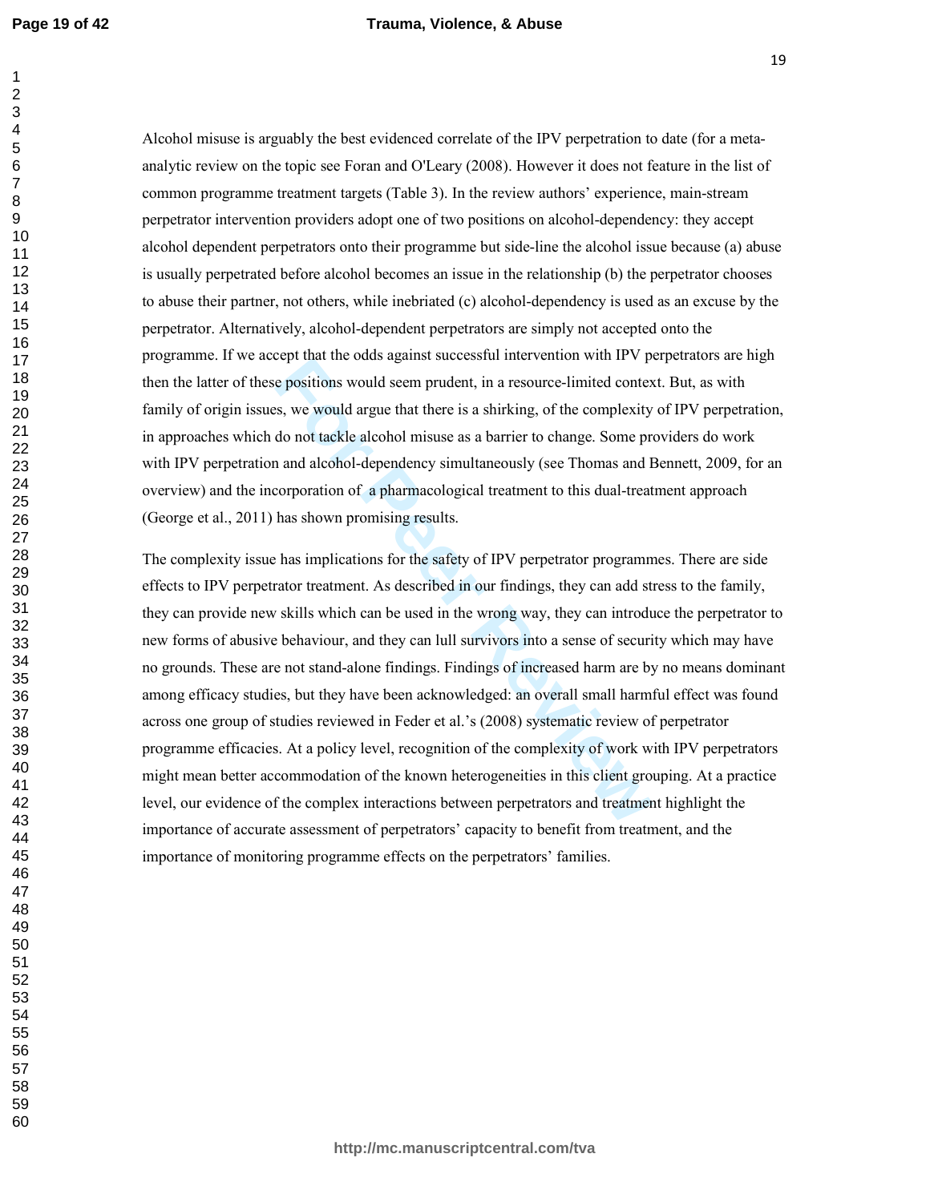Alcohol misuse is arguably the best evidenced correlate of the IPV perpetration to date (for a meta-analytic review on the topic see Foran and O'Leary (2008). However it does not feature in the list of common programme treatment targets (Table 3). In the review authors' experience, main-stream perpetrator intervention providers adopt one of two positions on alcohol-dependency: they accept alcohol dependent perpetrators onto their programme but side-line the alcohol issue because (a) abuse is usually perpetrated before alcohol becomes an issue in the relationship (b) the perpetrator chooses to abuse their partner, not others, while inebriated (c) alcohol-dependency is used as an excuse by the perpetrator. Alternatively, alcohol-dependent perpetrators are simply not accepted onto the programme. If we accept that the odds against successful intervention with IPV perpetrators are high then the latter of these positions would seem prudent, in a resource-limited context. But, as with family of origin issues, we would argue that there is a shirking, of the complexity of IPV perpetration, in approaches which do not tackle alcohol misuse as a barrier to change. Some providers do work with IPV perpetration and alcohol-dependency simultaneously (see Thomas and Bennett, 2009, for an overview) and the incorporation of a pharmacological treatment to this dual-treatment approach (George et al., 2011) has shown promising results.

The complexity issue has implications for the safety of IPV perpetrator programmes. There are side effects to IPV perpetrator treatment. As described in our findings, they can add stress to the family, they can provide new skills which can be used in the wrong way, they can introduce the perpetrator to new forms of abusive behaviour, and they can lull survivors into a sense of security which may have no grounds. These are not stand-alone findings. Findings of increased harm are by no means dominant among efficacy studies, but they have been acknowledged: an overall small harmful effect was found across one group of studies reviewed in Feder et al.'s (2008) systematic review of perpetrator programme efficacies. At a policy level, recognition of the complexity of work with IPV perpetrators might mean better accommodation of the known heterogeneities in this client grouping. At a practice level, our evidence of the complex interactions between perpetrators and treatment highlight the importance of accurate assessment of perpetrators' capacity to benefit from treatment, and the importance of monitoring programme effects on the perpetrators' families.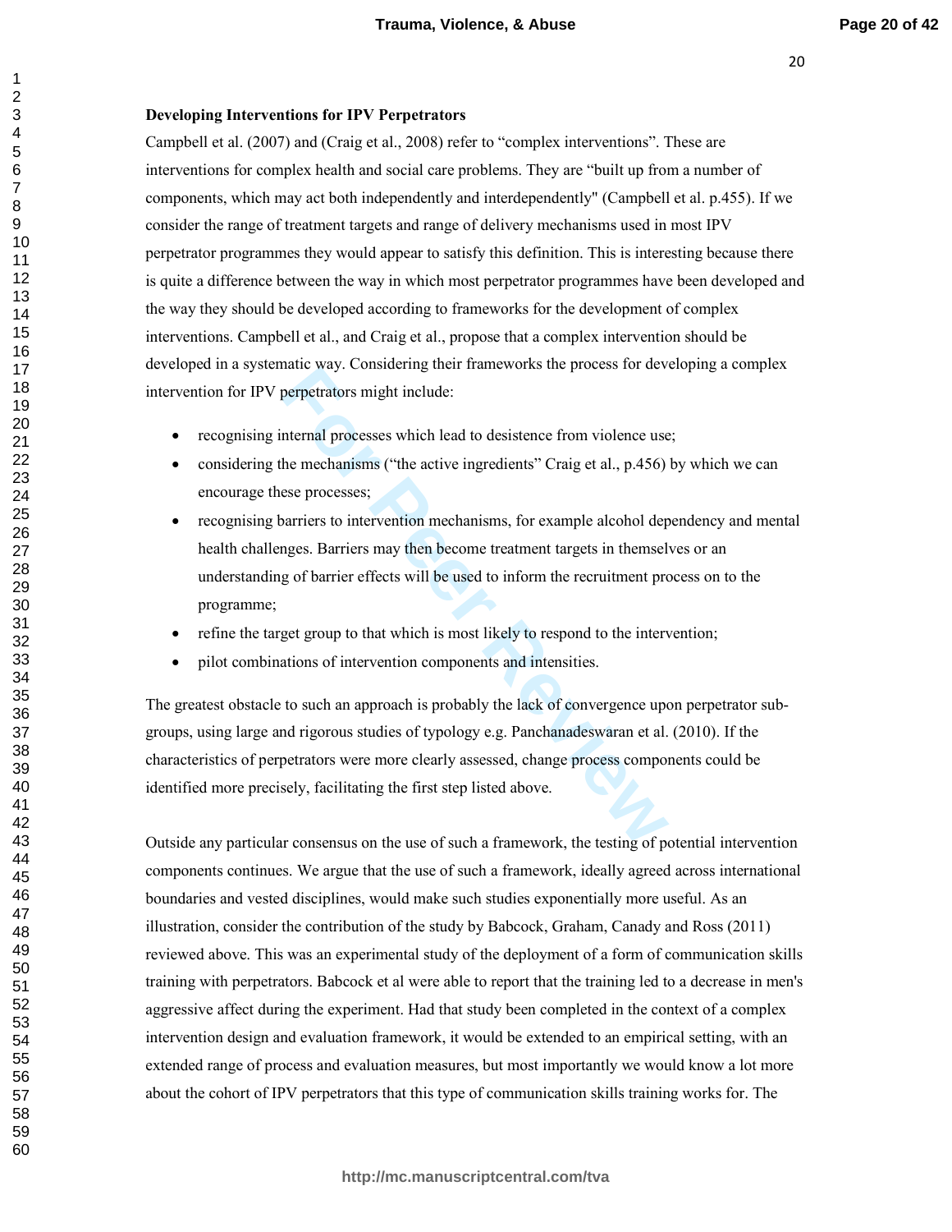**Developing Interventions for IPV Perpetrators**

Campbell et al. (2007) and (Craig et al., 2008) refer to "complex interventions". These are interventions for complex health and social care problems. They are "built up from a number of components, which may act both independently and interdependently" (Campbell et al. p.455). If we consider the range of treatment targets and range of delivery mechanisms used in most IPV perpetrator programmes they would appear to satisfy this definition. This is interesting because there is quite a difference between the way in which most perpetrator programmes have been developed and the way they should be developed according to frameworks for the development of complex interventions. Campbell et al., and Craig et al., propose that a complex intervention should be developed in a systematic way. Considering their frameworks the process for developing a complex intervention for IPV perpetrators might include:

- recognising internal processes which lead to desistence from violence use;
- considering the mechanisms ("the active ingredients" Craig et al., p.456) by which we can encourage these processes;
- recognising barriers to intervention mechanisms, for example alcohol dependency and mental health challenges. Barriers may then become treatment targets in themselves or an understanding of barrier effects will be used to inform the recruitment process on to the programme;
- refine the target group to that which is most likely to respond to the intervention;
- pilot combinations of intervention components and intensities.

The greatest obstacle to such an approach is probably the lack of convergence upon perpetrator sub-groups, using large and rigorous studies of typology e.g. Panchanadeswaran et al. (2010). If the characteristics of perpetrators were more clearly assessed, change process components could be identified more precisely, facilitating the first step listed above.

Outside any particular consensus on the use of such a framework, the testing of potential intervention components continues. We argue that the use of such a framework, ideally agreed across international boundaries and vested disciplines, would make such studies exponentially more useful. As an illustration, consider the contribution of the study by Babcock, Graham, Canady and Ross (2011) reviewed above. This was an experimental study of the deployment of a form of communication skills training with perpetrators. Babcock et al were able to report that the training led to a decrease in men's aggressive affect during the experiment. Had that study been completed in the context of a complex intervention design and evaluation framework, it would be extended to an empirical setting, with an extended range of process and evaluation measures, but most importantly we would know a lot more about the cohort of IPV perpetrators that this type of communication skills training works for. The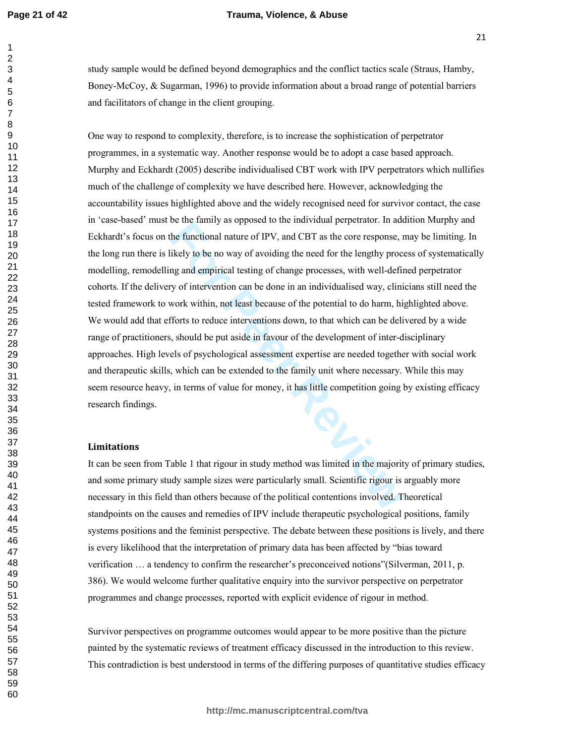study sample would be defined beyond demographics and the conflict tactics scale (Straus, Hamby, Boney-McCoy, & Sugarman, 1996) to provide information about a broad range of potential barriers and facilitators of change in the client grouping.

One way to respond to complexity, therefore, is to increase the sophistication of perpetrator programmes, in a systematic way. Another response would be to adopt a case based approach. Murphy and Eckhardt (2005) describe individualised CBT work with IPV perpetrators which nullifies much of the challenge of complexity we have described here. However, acknowledging the accountability issues highlighted above and the widely recognised need for survivor contact, the case in 'case-based' must be the family as opposed to the individual perpetrator. In addition Murphy and Eckhardt's focus on the functional nature of IPV, and CBT as the core response, may be limiting. In the long run there is likely to be no way of avoiding the need for the lengthy process of systematically modelling, remodelling and empirical testing of change processes, with well-defined perpetrator cohorts. If the delivery of intervention can be done in an individualised way, clinicians still need the tested framework to work within, not least because of the potential to do harm, highlighted above. We would add that efforts to reduce interventions down, to that which can be delivered by a wide range of practitioners, should be put aside in favour of the development of inter-disciplinary approaches. High levels of psychological assessment expertise are needed together with social work and therapeutic skills, which can be extended to the family unit where necessary. While this may seem resource heavy, in terms of value for money, it has little competition going by existing efficacy research findings.

**Limitations**

It can be seen from Table 1 that rigour in study method was limited in the majority of primary studies, and some primary study sample sizes were particularly small. Scientific rigour is arguably more necessary in this field than others because of the political contentions involved. Theoretical standpoints on the causes and remedies of IPV include therapeutic psychological positions, family systems positions and the feminist perspective. The debate between these positions is lively, and there is every likelihood that the interpretation of primary data has been affected by "bias toward verification … a tendency to confirm the researcher's preconceived notions"(Silverman, 2011, p. 386). We would welcome further qualitative enquiry into the survivor perspective on perpetrator programmes and change processes, reported with explicit evidence of rigour in method.

Survivor perspectives on programme outcomes would appear to be more positive than the picture painted by the systematic reviews of treatment efficacy discussed in the introduction to this review. This contradiction is best understood in terms of the differing purposes of quantitative studies efficacy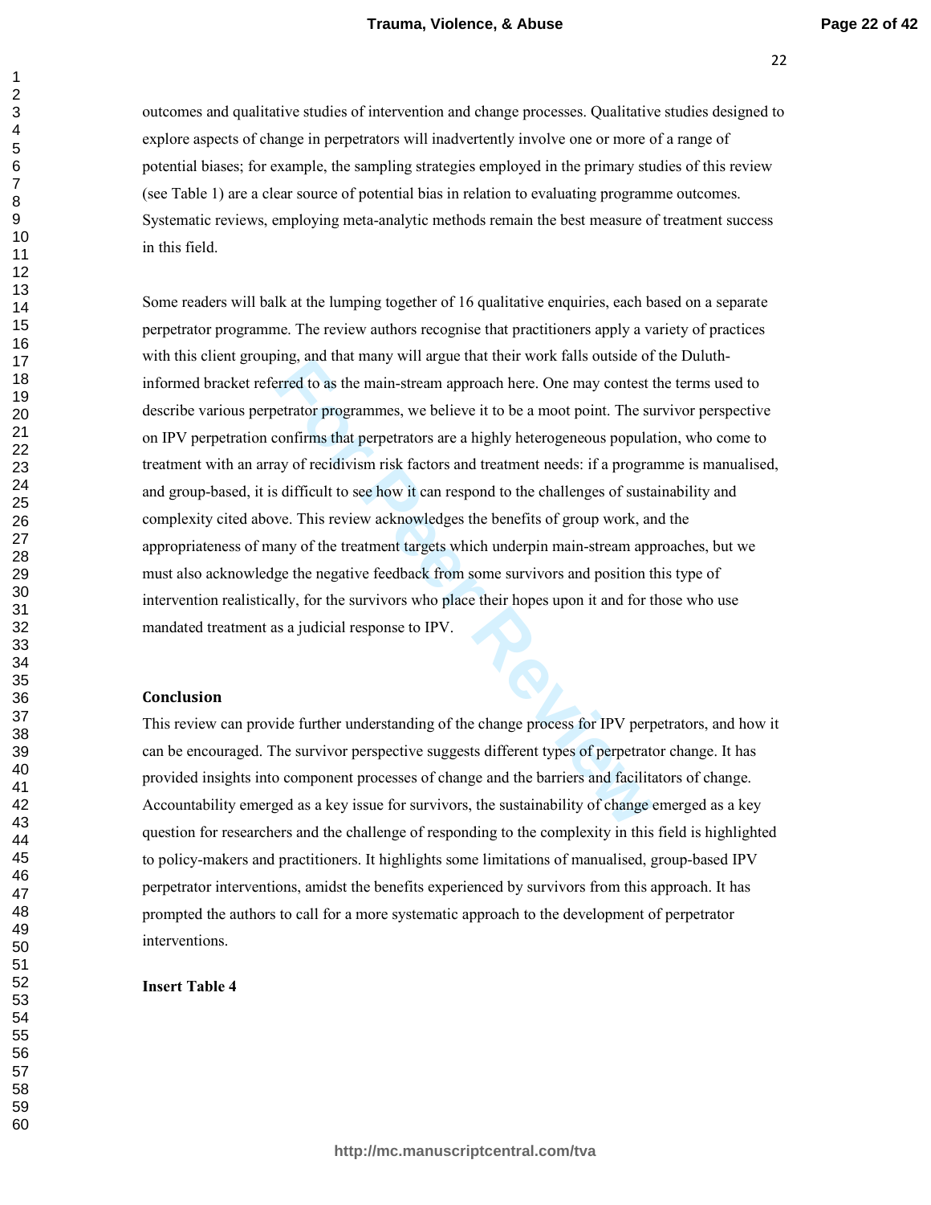outcomes and qualitative studies of intervention and change processes. Qualitative studies designed to explore aspects of change in perpetrators will inadvertently involve one or more of a range of potential biases; for example, the sampling strategies employed in the primary studies of this review (see Table 1) are a clear source of potential bias in relation to evaluating programme outcomes. Systematic reviews, employing meta-analytic methods remain the best measure of treatment success in this field.

Some readers will balk at the lumping together of 16 qualitative enquiries, each based on a separate perpetrator programme. The review authors recognise that practitioners apply a variety of practices with this client grouping, and that many will argue that their work falls outside of the Duluth-informed bracket referred to as the main-stream approach here. One may contest the terms used to describe various perpetrator programmes, we believe it to be a moot point. The survivor perspective on IPV perpetration confirms that perpetrators are a highly heterogeneous population, who come to treatment with an array of recidivism risk factors and treatment needs: if a programme is manualised, and group-based, it is difficult to see how it can respond to the challenges of sustainability and complexity cited above. This review acknowledges the benefits of group work, and the appropriateness of many of the treatment targets which underpin main-stream approaches, but we must also acknowledge the negative feedback from some survivors and position this type of intervention realistically, for the survivors who place their hopes upon it and for those who use mandated treatment as a judicial response to IPV.

## Conclusion

This review can provide further understanding of the change process for IPV perpetrators, and how it can be encouraged. The survivor perspective suggests different types of perpetrator change. It has provided insights into component processes of change and the barriers and facilitators of change. Accountability emerged as a key issue for survivors, the sustainability of change emerged as a key question for researchers and the challenge of responding to the complexity in this field is highlighted to policy-makers and practitioners. It highlights some limitations of manualised, group-based IPV perpetrator interventions, amidst the benefits experienced by survivors from this approach. It has prompted the authors to call for a more systematic approach to the development of perpetrator interventions.

**Insert Table 4**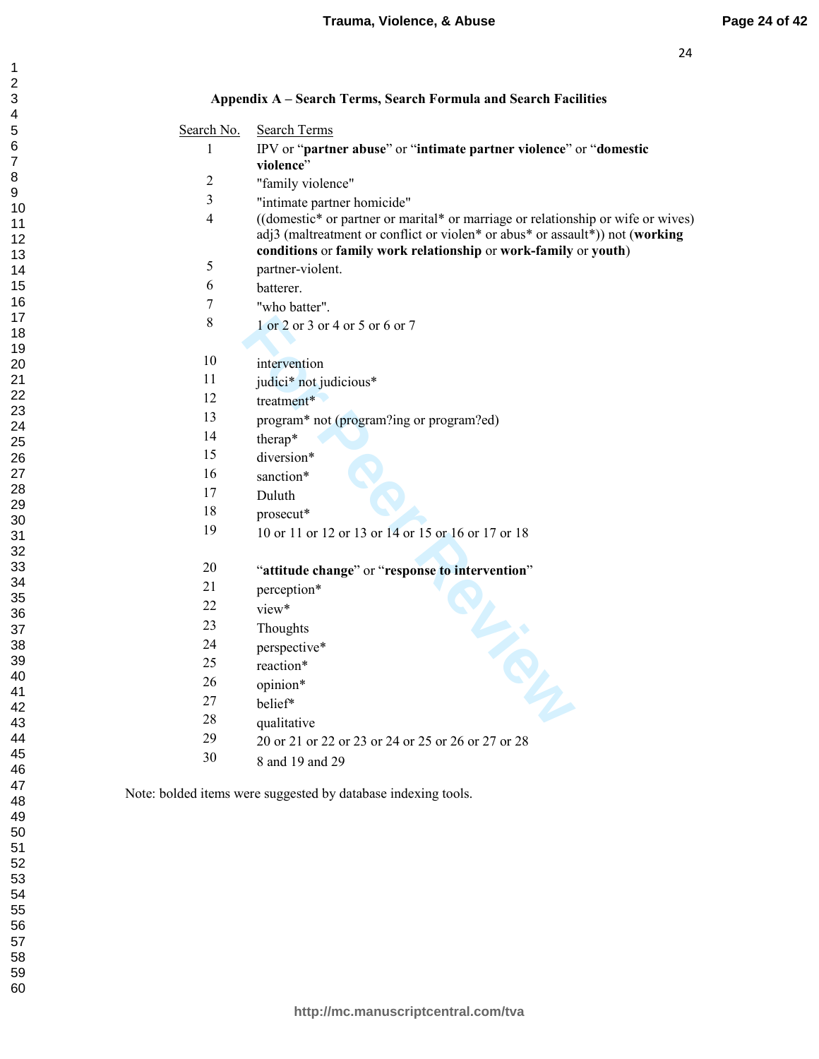### Appendix A – Search Terms, Search Formula and Search Facilities

| Search No. | Search Terms |
|---|---|
| 1 | IPV or "**partner abuse**" or "**intimate partner violence**" or "**domestic violence**" |
| 2 | "family violence" |
| 3 | "intimate partner homicide" |
| 4 | ((domestic* or partner or marital* or marriage or relationship or wife or wives) adj3 (maltreatment or conflict or violen* or abus* or assault*)) not (**working conditions** or **family work relationship** or **work-family** or **youth**) |
| 5 | partner-violent. |
| 6 | batterer. |
| 7 | "who batter". |
| 8 | 1 or 2 or 3 or 4 or 5 or 6 or 7 |
| 10 | intervention |
| 11 | judici* not judicious* |
| 12 | treatment* |
| 13 | program* not (program?ing or program?ed) |
| 14 | therap* |
| 15 | diversion* |
| 16 | sanction* |
| 17 | Duluth |
| 18 | prosecut* |
| 19 | 10 or 11 or 12 or 13 or 14 or 15 or 16 or 17 or 18 |
| 20 | "**attitude change**" or "**response to intervention**" |
| 21 | perception* |
| 22 | view* |
| 23 | Thoughts |
| 24 | perspective* |
| 25 | reaction* |
| 26 | opinion* |
| 27 | belief* |
| 28 | qualitative |
| 29 | 20 or 21 or 22 or 23 or 24 or 25 or 26 or 27 or 28 |
| 30 | 8 and 19 and 29 |

Note: bolded items were suggested by database indexing tools.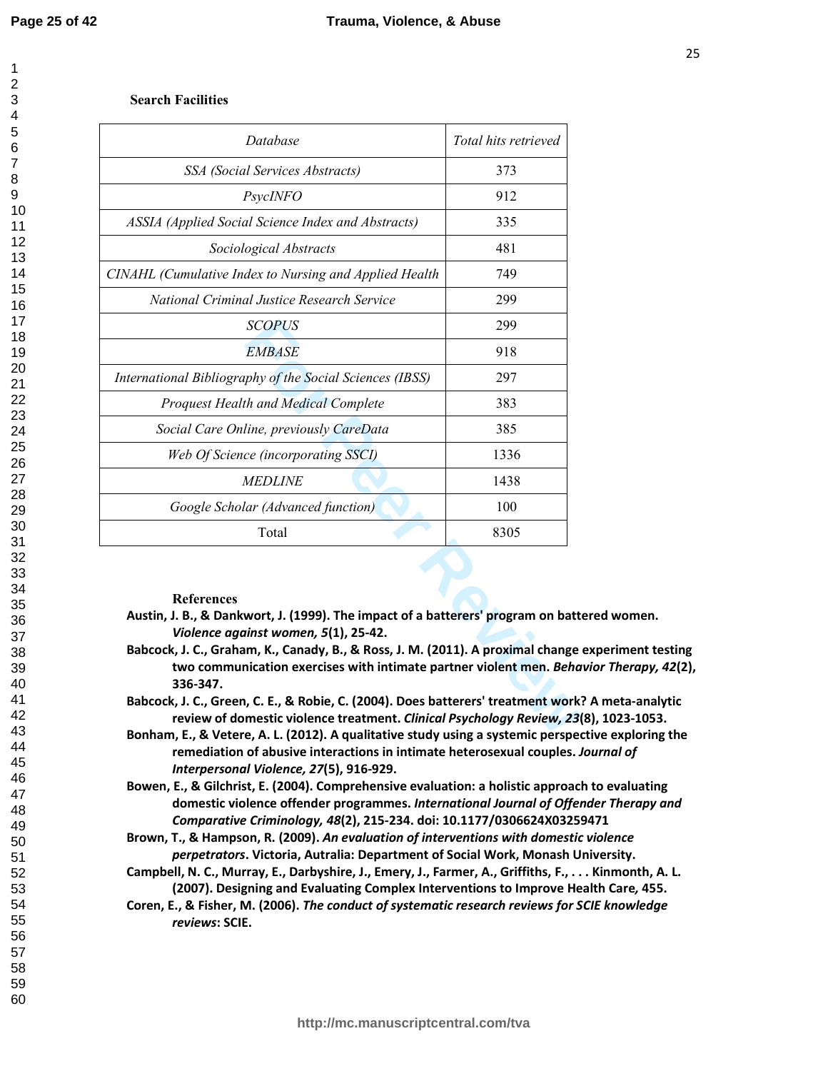**Search Facilities**

| *Database* | *Total hits retrieved* |
|---|---|
| *SSA (Social Services Abstracts)* | 373 |
| *PsycINFO* | 912 |
| *ASSIA (Applied Social Science Index and Abstracts)* | 335 |
| *Sociological Abstracts* | 481 |
| *CINAHL (Cumulative Index to Nursing and Applied Health* | 749 |
| *National Criminal Justice Research Service* | 299 |
| *SCOPUS* | 299 |
| *EMBASE* | 918 |
| *International Bibliography of the Social Sciences (IBSS)* | 297 |
| *Proquest Health and Medical Complete* | 383 |
| *Social Care Online, previously CareData* | 385 |
| *Web Of Science (incorporating SSCI)* | 1336 |
| *MEDLINE* | 1438 |
| *Google Scholar (Advanced function)* | 100 |
| Total | 8305 |

**References**

**Austin, J. B., & Dankwort, J. (1999). The impact of a batterers' program on battered women. *Violence against women, 5*(1), 25-42.**

**Babcock, J. C., Graham, K., Canady, B., & Ross, J. M. (2011). A proximal change experiment testing two communication exercises with intimate partner violent men. *Behavior Therapy, 42*(2), 336-347.**

**Babcock, J. C., Green, C. E., & Robie, C. (2004). Does batterers' treatment work? A meta-analytic review of domestic violence treatment. *Clinical Psychology Review, 23*(8), 1023-1053.**

**Bonham, E., & Vetere, A. L. (2012). A qualitative study using a systemic perspective exploring the remediation of abusive interactions in intimate heterosexual couples. *Journal of Interpersonal Violence, 27*(5), 916-929.**

**Bowen, E., & Gilchrist, E. (2004). Comprehensive evaluation: a holistic approach to evaluating domestic violence offender programmes. *International Journal of Offender Therapy and Comparative Criminology, 48*(2), 215-234. doi: 10.1177/0306624X03259471**

**Brown, T., & Hampson, R. (2009). *An evaluation of interventions with domestic violence perpetrators*. Victoria, Autralia: Department of Social Work, Monash University.**

**Campbell, N. C., Murray, E., Darbyshire, J., Emery, J., Farmer, A., Griffiths, F., . . . Kinmonth, A. L. (2007). Designing and Evaluating Complex Interventions to Improve Health Care*,* 455.**

**Coren, E., & Fisher, M. (2006). *The conduct of systematic research reviews for SCIE knowledge reviews*: SCIE.**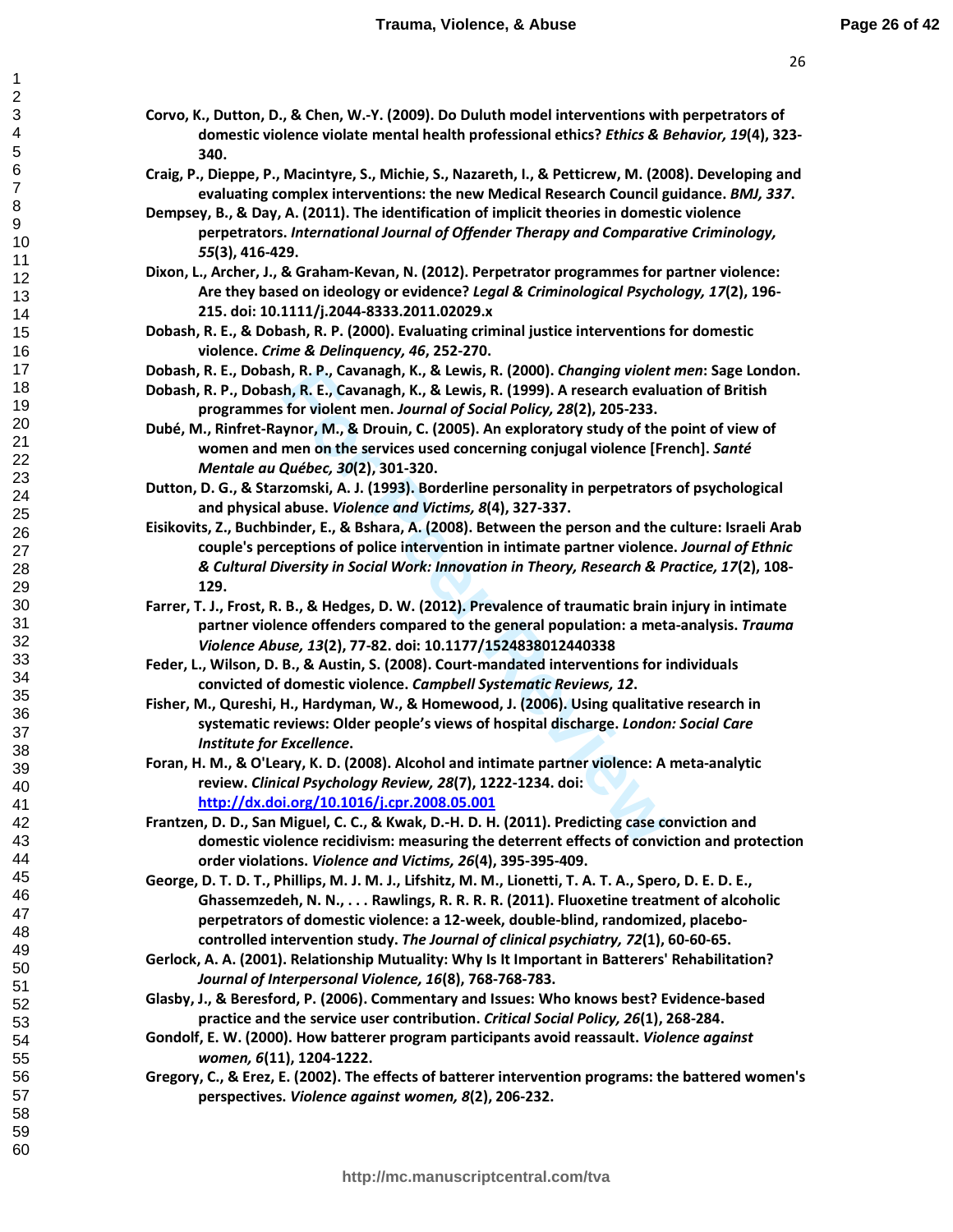Corvo, K., Dutton, D., & Chen, W.-Y. (2009). Do Duluth model interventions with perpetrators of domestic violence violate mental health professional ethics? *Ethics & Behavior, 19*(4), 323-340.

Craig, P., Dieppe, P., Macintyre, S., Michie, S., Nazareth, I., & Petticrew, M. (2008). Developing and evaluating complex interventions: the new Medical Research Council guidance. *BMJ, 337*.

Dempsey, B., & Day, A. (2011). The identification of implicit theories in domestic violence perpetrators. *International Journal of Offender Therapy and Comparative Criminology, 55*(3), 416-429.

Dixon, L., Archer, J., & Graham-Kevan, N. (2012). Perpetrator programmes for partner violence: Are they based on ideology or evidence? *Legal & Criminological Psychology, 17*(2), 196-215. doi: 10.1111/j.2044-8333.2011.02029.x

Dobash, R. E., & Dobash, R. P. (2000). Evaluating criminal justice interventions for domestic violence. *Crime & Delinquency, 46*, 252-270.

Dobash, R. E., Dobash, R. P., Cavanagh, K., & Lewis, R. (2000). *Changing violent men*: Sage London.

Dobash, R. P., Dobash, R. E., Cavanagh, K., & Lewis, R. (1999). A research evaluation of British programmes for violent men. *Journal of Social Policy, 28*(2), 205-233.

Dubé, M., Rinfret-Raynor, M., & Drouin, C. (2005). An exploratory study of the point of view of women and men on the services used concerning conjugal violence [French]. *Santé Mentale au Québec, 30*(2), 301-320.

Dutton, D. G., & Starzomski, A. J. (1993). Borderline personality in perpetrators of psychological and physical abuse. *Violence and Victims, 8*(4), 327-337.

Eisikovits, Z., Buchbinder, E., & Bshara, A. (2008). Between the person and the culture: Israeli Arab couple's perceptions of police intervention in intimate partner violence. *Journal of Ethnic & Cultural Diversity in Social Work: Innovation in Theory, Research & Practice, 17*(2), 108-129.

Farrer, T. J., Frost, R. B., & Hedges, D. W. (2012). Prevalence of traumatic brain injury in intimate partner violence offenders compared to the general population: a meta-analysis. *Trauma Violence Abuse, 13*(2), 77-82. doi: 10.1177/1524838012440338

Feder, L., Wilson, D. B., & Austin, S. (2008). Court-mandated interventions for individuals convicted of domestic violence. *Campbell Systematic Reviews, 12*.

Fisher, M., Qureshi, H., Hardyman, W., & Homewood, J. (2006). Using qualitative research in systematic reviews: Older people's views of hospital discharge. *London: Social Care Institute for Excellence*.

Foran, H. M., & O'Leary, K. D. (2008). Alcohol and intimate partner violence: A meta-analytic review. *Clinical Psychology Review, 28*(7), 1222-1234. doi: http://dx.doi.org/10.1016/j.cpr.2008.05.001

Frantzen, D. D., San Miguel, C. C., & Kwak, D.-H. D. H. (2011). Predicting case conviction and domestic violence recidivism: measuring the deterrent effects of conviction and protection order violations. *Violence and Victims, 26*(4), 395-395-409.

George, D. T. D. T., Phillips, M. J. M. J., Lifshitz, M. M., Lionetti, T. A. T. A., Spero, D. E. D. E., Ghassemzedeh, N. N., . . . Rawlings, R. R. R. R. (2011). Fluoxetine treatment of alcoholic perpetrators of domestic violence: a 12-week, double-blind, randomized, placebo-controlled intervention study. *The Journal of clinical psychiatry, 72*(1), 60-60-65.

Gerlock, A. A. (2001). Relationship Mutuality: Why Is It Important in Batterers' Rehabilitation? *Journal of Interpersonal Violence, 16*(8), 768-768-783.

Glasby, J., & Beresford, P. (2006). Commentary and Issues: Who knows best? Evidence-based practice and the service user contribution. *Critical Social Policy, 26*(1), 268-284.

Gondolf, E. W. (2000). How batterer program participants avoid reassault. *Violence against women, 6*(11), 1204-1222.

Gregory, C., & Erez, E. (2002). The effects of batterer intervention programs: the battered women's perspectives. *Violence against women, 8*(2), 206-232.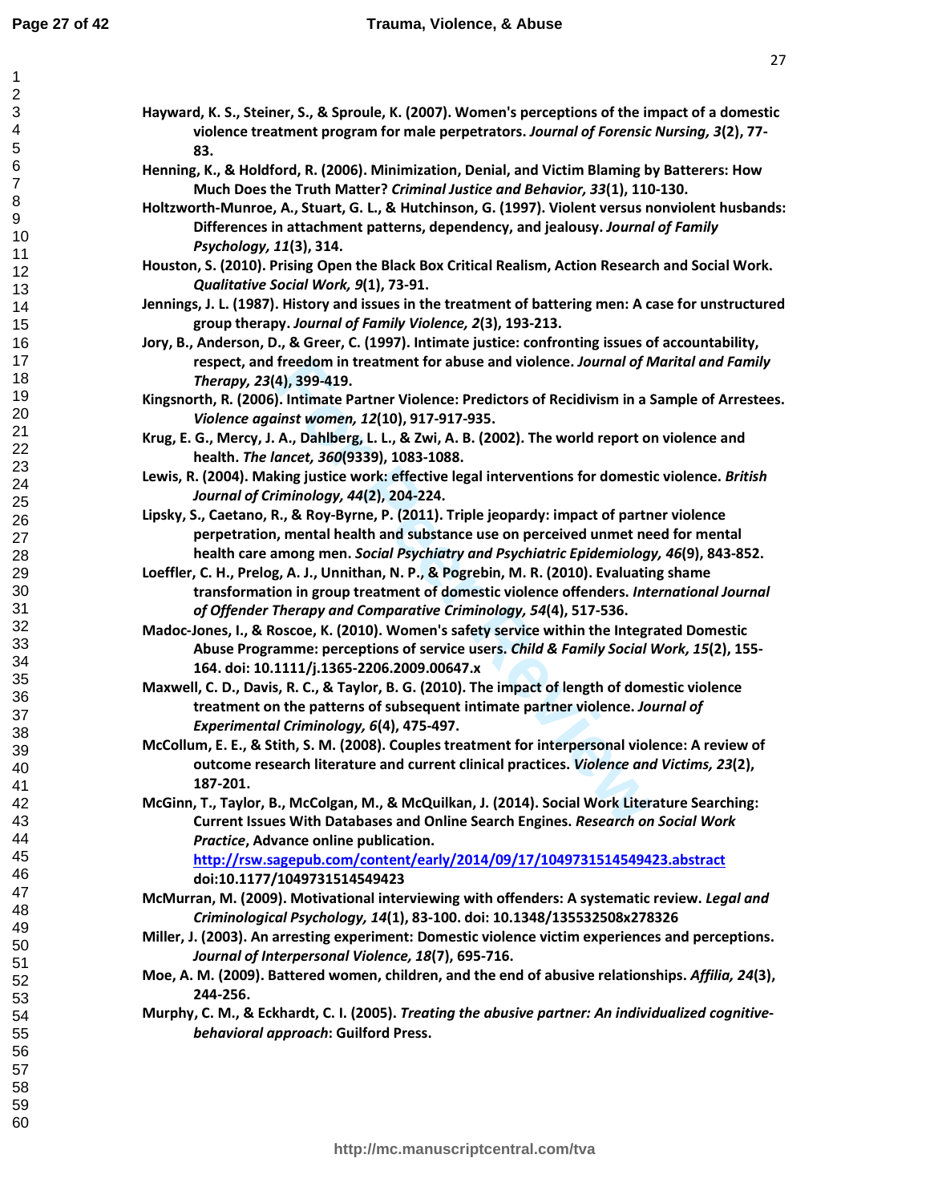Hayward, K. S., Steiner, S., & Sproule, K. (2007). Women's perceptions of the impact of a domestic violence treatment program for male perpetrators. *Journal of Forensic Nursing, 3*(2), 77-83.

Henning, K., & Holdford, R. (2006). Minimization, Denial, and Victim Blaming by Batterers: How Much Does the Truth Matter? *Criminal Justice and Behavior, 33*(1), 110-130.

Holtzworth-Munroe, A., Stuart, G. L., & Hutchinson, G. (1997). Violent versus nonviolent husbands: Differences in attachment patterns, dependency, and jealousy. *Journal of Family Psychology, 11*(3), 314.

Houston, S. (2010). Prising Open the Black Box Critical Realism, Action Research and Social Work. *Qualitative Social Work, 9*(1), 73-91.

Jennings, J. L. (1987). History and issues in the treatment of battering men: A case for unstructured group therapy. *Journal of Family Violence, 2*(3), 193-213.

Jory, B., Anderson, D., & Greer, C. (1997). Intimate justice: confronting issues of accountability, respect, and freedom in treatment for abuse and violence. *Journal of Marital and Family Therapy, 23*(4), 399-419.

Kingsnorth, R. (2006). Intimate Partner Violence: Predictors of Recidivism in a Sample of Arrestees. *Violence against women, 12*(10), 917-917-935.

Krug, E. G., Mercy, J. A., Dahlberg, L. L., & Zwi, A. B. (2002). The world report on violence and health. *The lancet, 360*(9339), 1083-1088.

Lewis, R. (2004). Making justice work: effective legal interventions for domestic violence. *British Journal of Criminology, 44*(2), 204-224.

Lipsky, S., Caetano, R., & Roy-Byrne, P. (2011). Triple jeopardy: impact of partner violence perpetration, mental health and substance use on perceived unmet need for mental health care among men. *Social Psychiatry and Psychiatric Epidemiology, 46*(9), 843-852.

Loeffler, C. H., Prelog, A. J., Unnithan, N. P., & Pogrebin, M. R. (2010). Evaluating shame transformation in group treatment of domestic violence offenders. *International Journal of Offender Therapy and Comparative Criminology, 54*(4), 517-536.

Madoc-Jones, I., & Roscoe, K. (2010). Women's safety service within the Integrated Domestic Abuse Programme: perceptions of service users. *Child & Family Social Work, 15*(2), 155-164. doi: 10.1111/j.1365-2206.2009.00647.x

Maxwell, C. D., Davis, R. C., & Taylor, B. G. (2010). The impact of length of domestic violence treatment on the patterns of subsequent intimate partner violence. *Journal of Experimental Criminology, 6*(4), 475-497.

McCollum, E. E., & Stith, S. M. (2008). Couples treatment for interpersonal violence: A review of outcome research literature and current clinical practices. *Violence and Victims, 23*(2), 187-201.

McGinn, T., Taylor, B., McColgan, M., & McQuilkan, J. (2014). Social Work Literature Searching: Current Issues With Databases and Online Search Engines. *Research on Social Work Practice*, Advance online publication. http://rsw.sagepub.com/content/early/2014/09/17/1049731514549423.abstract doi:10.1177/1049731514549423

McMurran, M. (2009). Motivational interviewing with offenders: A systematic review. *Legal and Criminological Psychology, 14*(1), 83-100. doi: 10.1348/135532508x278326

Miller, J. (2003). An arresting experiment: Domestic violence victim experiences and perceptions. *Journal of Interpersonal Violence, 18*(7), 695-716.

Moe, A. M. (2009). Battered women, children, and the end of abusive relationships. *Affilia, 24*(3), 244-256.

Murphy, C. M., & Eckhardt, C. I. (2005). *Treating the abusive partner: An individualized cognitive-behavioral approach*: Guilford Press.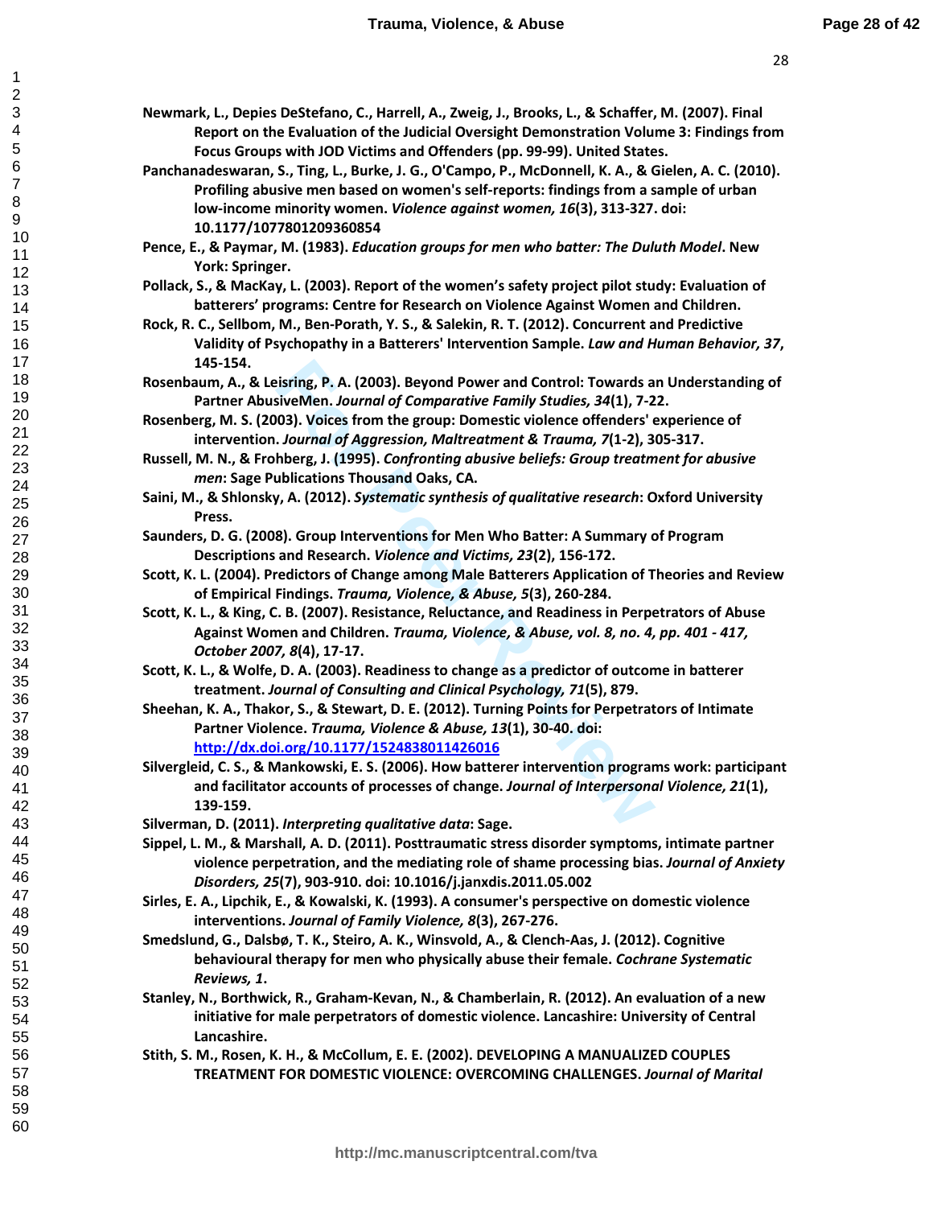Newmark, L., Depies DeStefano, C., Harrell, A., Zweig, J., Brooks, L., & Schaffer, M. (2007). Final Report on the Evaluation of the Judicial Oversight Demonstration Volume 3: Findings from Focus Groups with JOD Victims and Offenders (pp. 99-99). United States.

Panchanadeswaran, S., Ting, L., Burke, J. G., O'Campo, P., McDonnell, K. A., & Gielen, A. C. (2010). Profiling abusive men based on women's self-reports: findings from a sample of urban low-income minority women. *Violence against women, 16*(3), 313-327. doi: 10.1177/1077801209360854

Pence, E., & Paymar, M. (1983). *Education groups for men who batter: The Duluth Model*. New York: Springer.

Pollack, S., & MacKay, L. (2003). Report of the women's safety project pilot study: Evaluation of batterers' programs: Centre for Research on Violence Against Women and Children.

Rock, R. C., Sellbom, M., Ben-Porath, Y. S., & Salekin, R. T. (2012). Concurrent and Predictive Validity of Psychopathy in a Batterers' Intervention Sample. *Law and Human Behavior, 37*, 145-154.

Rosenbaum, A., & Leisring, P. A. (2003). Beyond Power and Control: Towards an Understanding of Partner AbusiveMen. *Journal of Comparative Family Studies, 34*(1), 7-22.

Rosenberg, M. S. (2003). Voices from the group: Domestic violence offenders' experience of intervention. *Journal of Aggression, Maltreatment & Trauma, 7*(1-2), 305-317.

Russell, M. N., & Frohberg, J. (1995). *Confronting abusive beliefs: Group treatment for abusive men*: Sage Publications Thousand Oaks, CA.

Saini, M., & Shlonsky, A. (2012). *Systematic synthesis of qualitative research*: Oxford University Press.

Saunders, D. G. (2008). Group Interventions for Men Who Batter: A Summary of Program Descriptions and Research. *Violence and Victims, 23*(2), 156-172.

Scott, K. L. (2004). Predictors of Change among Male Batterers Application of Theories and Review of Empirical Findings. *Trauma, Violence, & Abuse, 5*(3), 260-284.

Scott, K. L., & King, C. B. (2007). Resistance, Reluctance, and Readiness in Perpetrators of Abuse Against Women and Children. *Trauma, Violence, & Abuse, vol. 8, no. 4, pp. 401 - 417, October 2007, 8*(4), 17-17.

Scott, K. L., & Wolfe, D. A. (2003). Readiness to change as a predictor of outcome in batterer treatment. *Journal of Consulting and Clinical Psychology, 71*(5), 879.

Sheehan, K. A., Thakor, S., & Stewart, D. E. (2012). Turning Points for Perpetrators of Intimate Partner Violence. *Trauma, Violence & Abuse, 13*(1), 30-40. doi: http://dx.doi.org/10.1177/1524838011426016

Silvergleid, C. S., & Mankowski, E. S. (2006). How batterer intervention programs work: participant and facilitator accounts of processes of change. *Journal of Interpersonal Violence, 21*(1), 139-159.

Silverman, D. (2011). *Interpreting qualitative data*: Sage.

Sippel, L. M., & Marshall, A. D. (2011). Posttraumatic stress disorder symptoms, intimate partner violence perpetration, and the mediating role of shame processing bias. *Journal of Anxiety Disorders, 25*(7), 903-910. doi: 10.1016/j.janxdis.2011.05.002

Sirles, E. A., Lipchik, E., & Kowalski, K. (1993). A consumer's perspective on domestic violence interventions. *Journal of Family Violence, 8*(3), 267-276.

Smedslund, G., Dalsbø, T. K., Steiro, A. K., Winsvold, A., & Clench-Aas, J. (2012). Cognitive behavioural therapy for men who physically abuse their female. *Cochrane Systematic Reviews, 1*.

Stanley, N., Borthwick, R., Graham-Kevan, N., & Chamberlain, R. (2012). An evaluation of a new initiative for male perpetrators of domestic violence. Lancashire: University of Central Lancashire.

Stith, S. M., Rosen, K. H., & McCollum, E. E. (2002). DEVELOPING A MANUALIZED COUPLES TREATMENT FOR DOMESTIC VIOLENCE: OVERCOMING CHALLENGES. *Journal of Marital*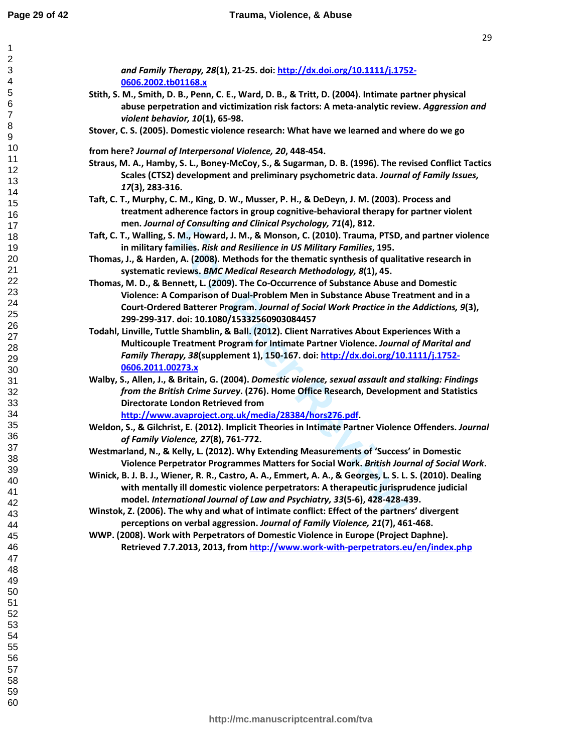*and Family Therapy, 28*(1), 21-25. doi: http://dx.doi.org/10.1111/j.1752-0606.2002.tb01168.x

Stith, S. M., Smith, D. B., Penn, C. E., Ward, D. B., & Tritt, D. (2004). Intimate partner physical abuse perpetration and victimization risk factors: A meta-analytic review. *Aggression and violent behavior, 10*(1), 65-98.

Stover, C. S. (2005). Domestic violence research: What have we learned and where do we go from here? *Journal of Interpersonal Violence, 20*, 448-454.

Straus, M. A., Hamby, S. L., Boney-McCoy, S., & Sugarman, D. B. (1996). The revised Conflict Tactics Scales (CTS2) development and preliminary psychometric data. *Journal of Family Issues, 17*(3), 283-316.

Taft, C. T., Murphy, C. M., King, D. W., Musser, P. H., & DeDeyn, J. M. (2003). Process and treatment adherence factors in group cognitive-behavioral therapy for partner violent men. *Journal of Consulting and Clinical Psychology, 71*(4), 812.

Taft, C. T., Walling, S. M., Howard, J. M., & Monson, C. (2010). Trauma, PTSD, and partner violence in military families. *Risk and Resilience in US Military Families*, 195.

Thomas, J., & Harden, A. (2008). Methods for the thematic synthesis of qualitative research in systematic reviews. *BMC Medical Research Methodology, 8*(1), 45.

Thomas, M. D., & Bennett, L. (2009). The Co-Occurrence of Substance Abuse and Domestic Violence: A Comparison of Dual-Problem Men in Substance Abuse Treatment and in a Court-Ordered Batterer Program. *Journal of Social Work Practice in the Addictions, 9*(3), 299-299-317. doi: 10.1080/15332560903084457

Todahl, Linville, Tuttle Shamblin, & Ball. (2012). Client Narratives About Experiences With a Multicouple Treatment Program for Intimate Partner Violence. *Journal of Marital and Family Therapy, 38*(supplement 1), 150-167. doi: http://dx.doi.org/10.1111/j.1752-0606.2011.00273.x

Walby, S., Allen, J., & Britain, G. (2004). *Domestic violence, sexual assault and stalking: Findings from the British Crime Survey*. (276). Home Office Research, Development and Statistics Directorate London Retrieved from http://www.avaproject.org.uk/media/28384/hors276.pdf.

Weldon, S., & Gilchrist, E. (2012). Implicit Theories in Intimate Partner Violence Offenders. *Journal of Family Violence, 27*(8), 761-772.

Westmarland, N., & Kelly, L. (2012). Why Extending Measurements of 'Success' in Domestic Violence Perpetrator Programmes Matters for Social Work. *British Journal of Social Work*.

Winick, B. J. B. J., Wiener, R. R., Castro, A. A., Emmert, A. A., & Georges, L. S. L. S. (2010). Dealing with mentally ill domestic violence perpetrators: A therapeutic jurisprudence judicial model. *International Journal of Law and Psychiatry, 33*(5-6), 428-428-439.

Winstok, Z. (2006). The why and what of intimate conflict: Effect of the partners' divergent perceptions on verbal aggression. *Journal of Family Violence, 21*(7), 461-468.

WWP. (2008). Work with Perpetrators of Domestic Violence in Europe (Project Daphne). Retrieved 7.7.2013, 2013, from http://www.work-with-perpetrators.eu/en/index.php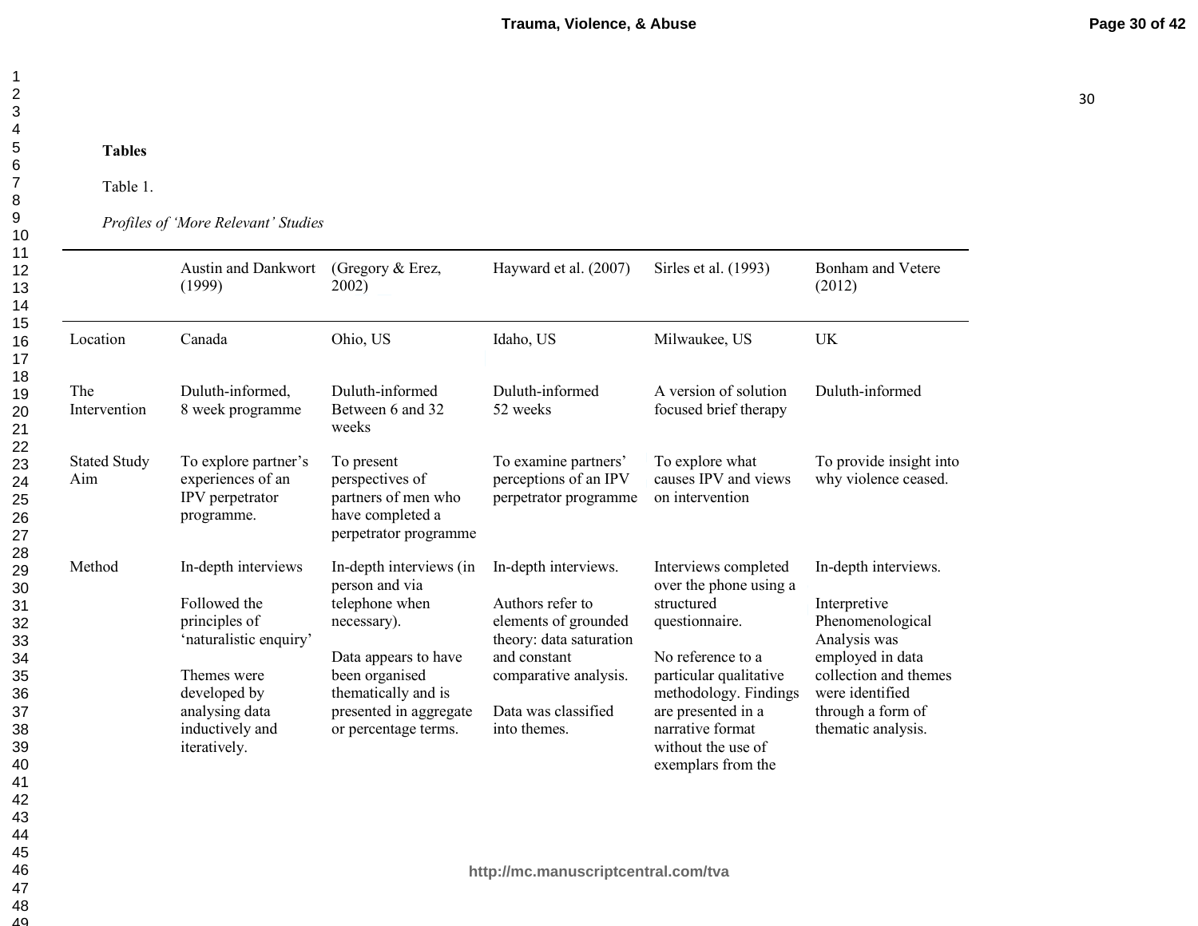**Tables**

Table 1.

*Profiles of 'More Relevant' Studies*

| | Austin and Dankwort (1999) | (Gregory & Erez, 2002) | Hayward et al. (2007) | Sirles et al. (1993) | Bonham and Vetere (2012) |
|---|---|---|---|---|---|
| Location | Canada | Ohio, US | Idaho, US | Milwaukee, US | UK |
| The Intervention | Duluth-informed, 8 week programme | Duluth-informed Between 6 and 32 weeks | Duluth-informed 52 weeks | A version of solution focused brief therapy | Duluth-informed |
| Stated Study Aim | To explore partner's experiences of an IPV perpetrator programme. | To present perspectives of partners of men who have completed a perpetrator programme | To examine partners' perceptions of an IPV perpetrator programme | To explore what causes IPV and views on intervention | To provide insight into why violence ceased. |
| Method | In-depth interviews<br><br>Followed the principles of 'naturalistic enquiry'<br><br>Themes were developed by analysing data inductively and iteratively. | In-depth interviews (in person and via telephone when necessary).<br><br>Data appears to have been organised thematically and is presented in aggregate or percentage terms. | In-depth interviews.<br><br>Authors refer to elements of grounded theory: data saturation and constant comparative analysis.<br><br>Data was classified into themes. | Interviews completed over the phone using a structured questionnaire.<br><br>No reference to a particular qualitative methodology. Findings are presented in a narrative format without the use of exemplars from the | In-depth interviews.<br><br>Interpretive Phenomenological Analysis was employed in data collection and themes were identified through a form of thematic analysis. |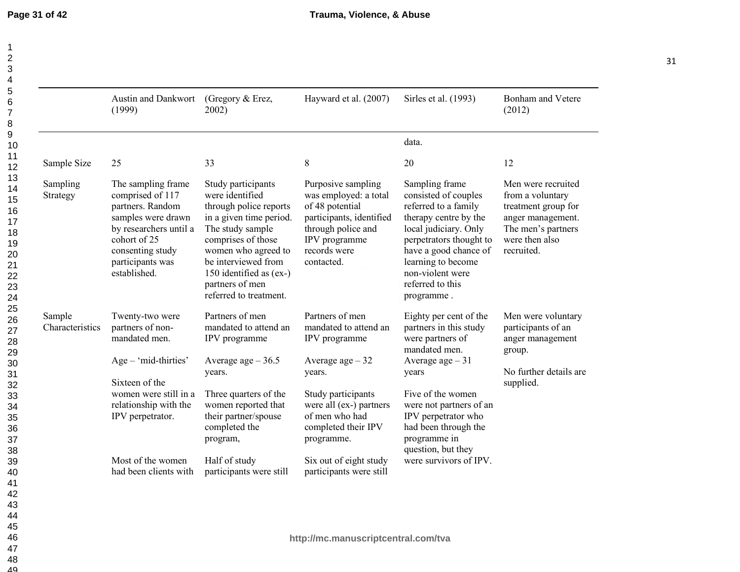| | Austin and Dankwort (1999) | (Gregory & Erez, 2002) | Hayward et al. (2007) | Sirles et al. (1993) | Bonham and Vetere (2012) |
|---|---|---|---|---|---|
| | | | | data. | |
| Sample Size | 25 | 33 | 8 | 20 | 12 |
| Sampling Strategy | The sampling frame comprised of 117 partners. Random samples were drawn by researchers until a cohort of 25 consenting study participants was established. | Study participants were identified through police reports in a given time period. The study sample comprises of those women who agreed to be interviewed from 150 identified as (ex-) partners of men referred to treatment. | Purposive sampling was employed: a total of 48 potential participants, identified through police and IPV programme records were contacted. | Sampling frame consisted of couples referred to a family therapy centre by the local judiciary. Only perpetrators thought to have a good chance of learning to become non-violent were referred to this programme . | Men were recruited from a voluntary treatment group for anger management. The men's partners were then also recruited. |
| Sample Characteristics | Twenty-two were partners of non-mandated men.<br><br>Age – 'mid-thirties'<br><br>Sixteen of the women were still in a relationship with the IPV perpetrator.<br><br>Most of the women had been clients with | Partners of men mandated to attend an IPV programme<br><br>Average age – 36.5 years.<br><br>Three quarters of the women reported that their partner/spouse completed the program,<br><br>Half of study participants were still | Partners of men mandated to attend an IPV programme<br><br>Average age – 32 years.<br><br>Study participants were all (ex-) partners of men who had completed their IPV programme.<br><br>Six out of eight study participants were still | Eighty per cent of the partners in this study were partners of mandated men.<br>Average age – 31 years<br><br>Five of the women were not partners of an IPV perpetrator who had been through the programme in question, but they were survivors of IPV. | Men were voluntary participants of an anger management group.<br><br>No further details are supplied. |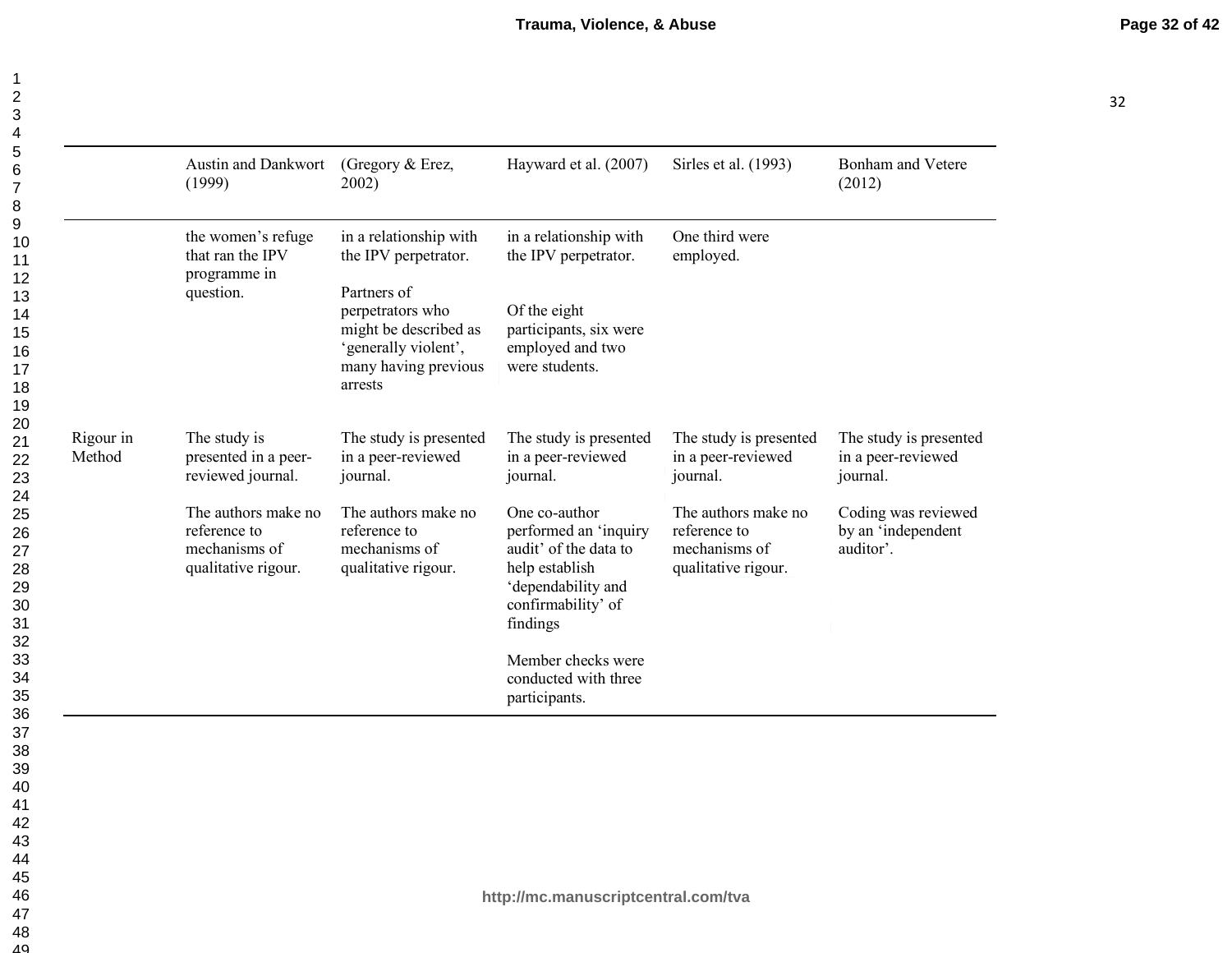| | Austin and Dankwort (1999) | (Gregory & Erez, 2002) | Hayward et al. (2007) | Sirles et al. (1993) | Bonham and Vetere (2012) |
|---|---|---|---|---|---|
| | the women's refuge that ran the IPV programme in question. | in a relationship with the IPV perpetrator.<br><br>Partners of perpetrators who might be described as 'generally violent', many having previous arrests | in a relationship with the IPV perpetrator.<br><br>Of the eight participants, six were employed and two were students. | One third were employed. | |
| Rigour in Method | The study is presented in a peer-reviewed journal.<br><br>The authors make no reference to mechanisms of qualitative rigour. | The study is presented in a peer-reviewed journal.<br><br>The authors make no reference to mechanisms of qualitative rigour. | The study is presented in a peer-reviewed journal.<br><br>One co-author performed an 'inquiry audit' of the data to help establish 'dependability and confirmability' of findings<br><br>Member checks were conducted with three participants. | The study is presented in a peer-reviewed journal.<br><br>The authors make no reference to mechanisms of qualitative rigour. | The study is presented in a peer-reviewed journal.<br><br>Coding was reviewed by an 'independent auditor'. |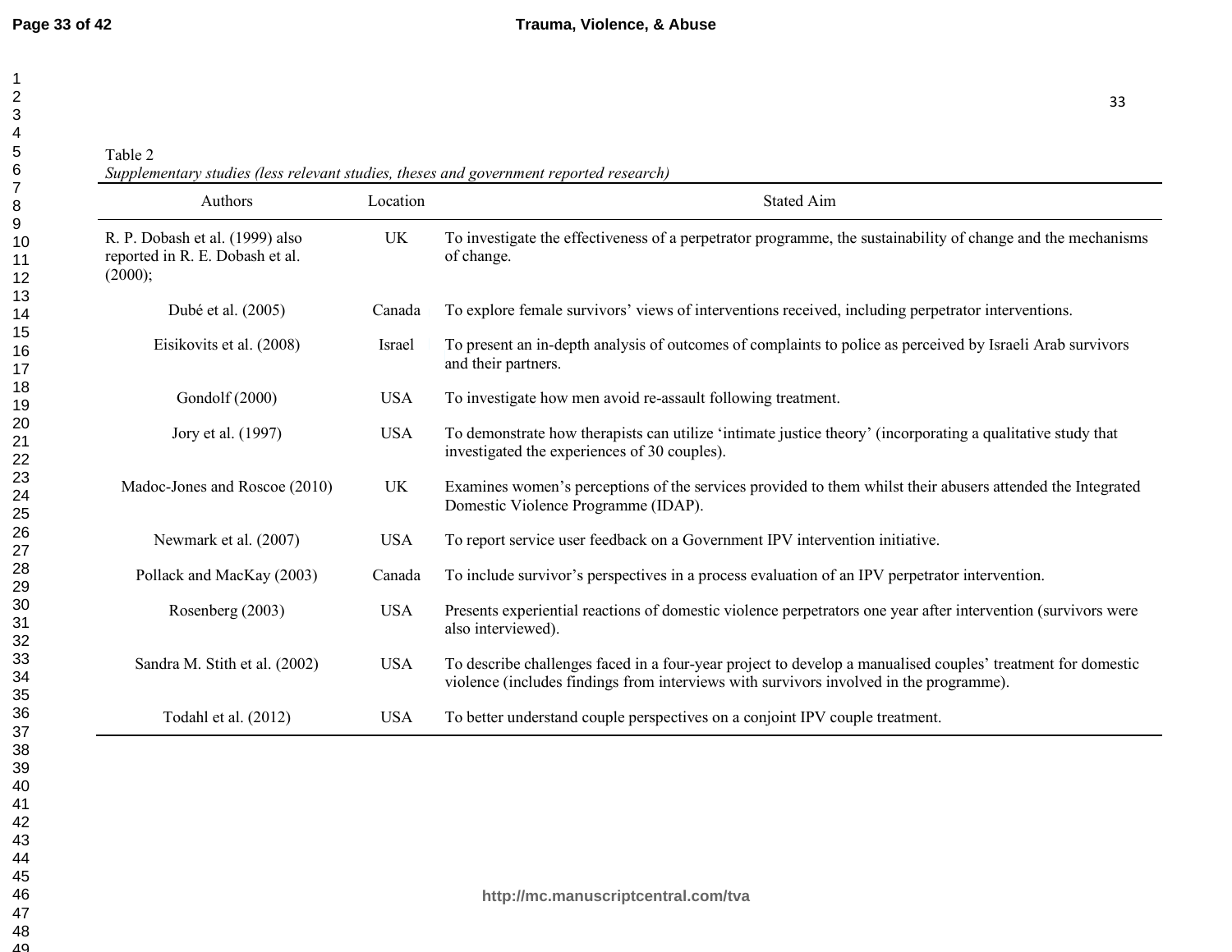Table 2

*Supplementary studies (less relevant studies, theses and government reported research)*

| Authors | Location | Stated Aim |
| --- | --- | --- |
| R. P. Dobash et al. (1999) also reported in R. E. Dobash et al. (2000); | UK | To investigate the effectiveness of a perpetrator programme, the sustainability of change and the mechanisms of change. |
| Dubé et al. (2005) | Canada | To explore female survivors' views of interventions received, including perpetrator interventions. |
| Eisikovits et al. (2008) | Israel | To present an in-depth analysis of outcomes of complaints to police as perceived by Israeli Arab survivors and their partners. |
| Gondolf (2000) | USA | To investigate how men avoid re-assault following treatment. |
| Jory et al. (1997) | USA | To demonstrate how therapists can utilize 'intimate justice theory' (incorporating a qualitative study that investigated the experiences of 30 couples). |
| Madoc-Jones and Roscoe (2010) | UK | Examines women's perceptions of the services provided to them whilst their abusers attended the Integrated Domestic Violence Programme (IDAP). |
| Newmark et al. (2007) | USA | To report service user feedback on a Government IPV intervention initiative. |
| Pollack and MacKay (2003) | Canada | To include survivor's perspectives in a process evaluation of an IPV perpetrator intervention. |
| Rosenberg (2003) | USA | Presents experiential reactions of domestic violence perpetrators one year after intervention (survivors were also interviewed). |
| Sandra M. Stith et al. (2002) | USA | To describe challenges faced in a four-year project to develop a manualised couples' treatment for domestic violence (includes findings from interviews with survivors involved in the programme). |
| Todahl et al. (2012) | USA | To better understand couple perspectives on a conjoint IPV couple treatment. |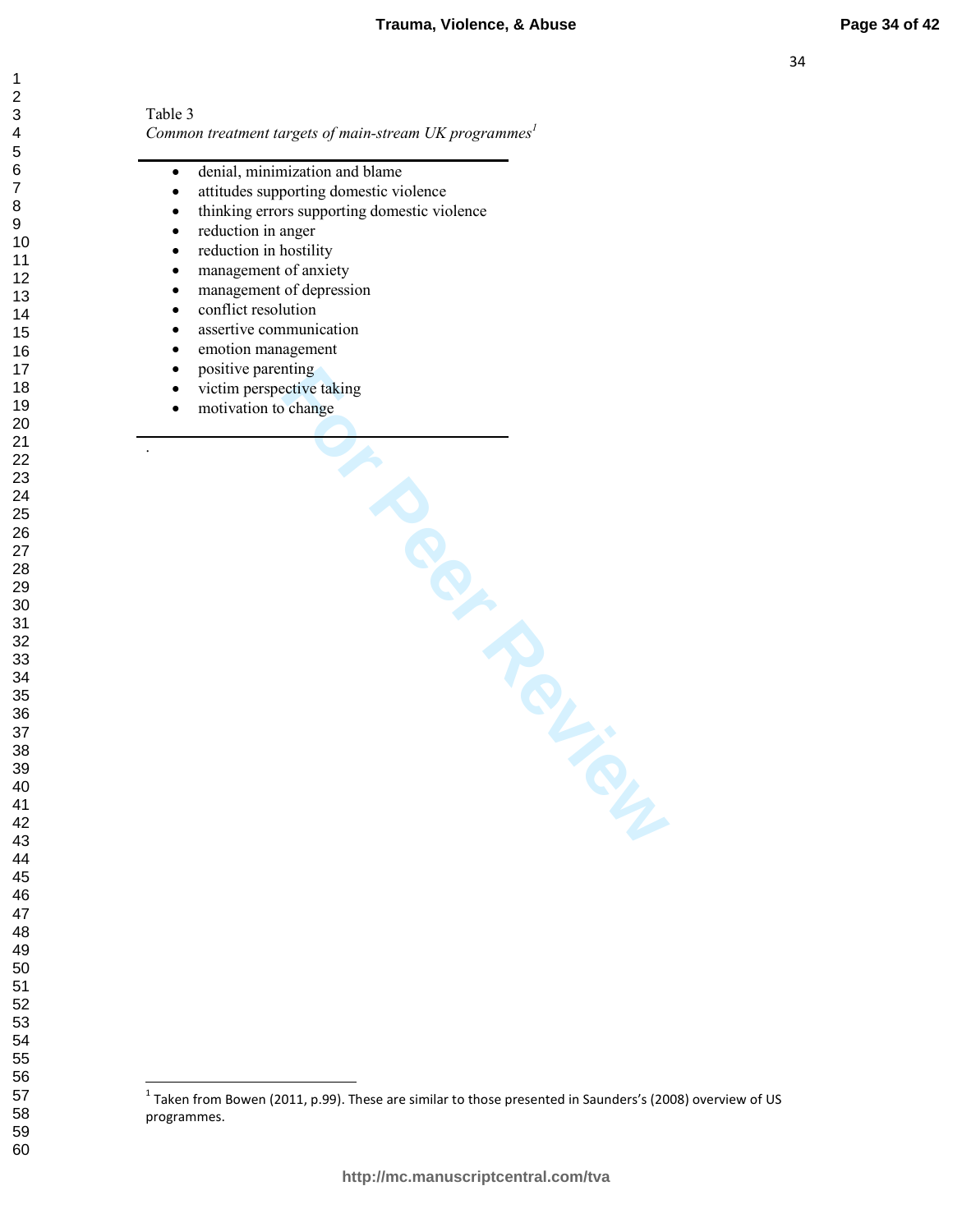Table 3

*Common treatment targets of main-stream UK programmes*[1]

- denial, minimization and blame
- attitudes supporting domestic violence
- thinking errors supporting domestic violence
- reduction in anger
- reduction in hostility
- management of anxiety
- management of depression
- conflict resolution
- assertive communication
- emotion management
- positive parenting
- victim perspective taking
- motivation to change

[1] Taken from Bowen (2011, p.99). These are similar to those presented in Saunders's (2008) overview of US programmes.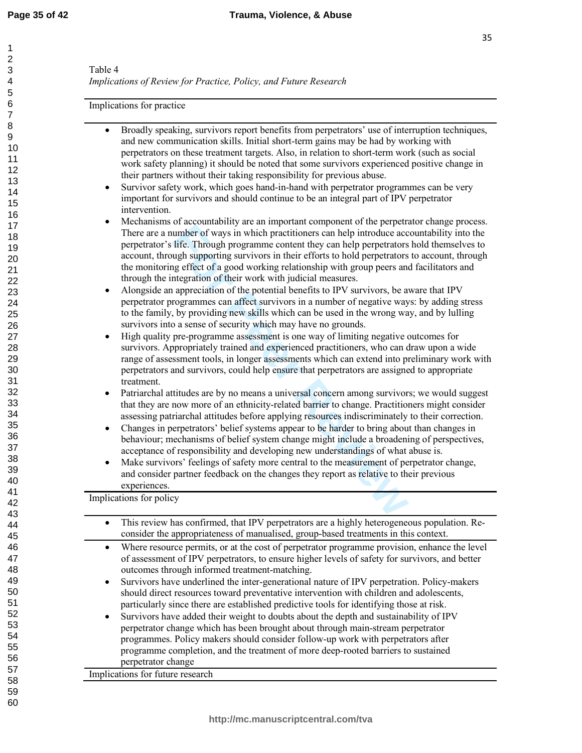Table 4

*Implications of Review for Practice, Policy, and Future Research*

| Implications for practice |
|---|
| • Broadly speaking, survivors report benefits from perpetrators' use of interruption techniques, and new communication skills. Initial short-term gains may be had by working with perpetrators on these treatment targets. Also, in relation to short-term work (such as social work safety planning) it should be noted that some survivors experienced positive change in their partners without their taking responsibility for previous abuse.<br>• Survivor safety work, which goes hand-in-hand with perpetrator programmes can be very important for survivors and should continue to be an integral part of IPV perpetrator intervention.<br>• Mechanisms of accountability are an important component of the perpetrator change process. There are a number of ways in which practitioners can help introduce accountability into the perpetrator's life. Through programme content they can help perpetrators hold themselves to account, through supporting survivors in their efforts to hold perpetrators to account, through the monitoring effect of a good working relationship with group peers and facilitators and through the integration of their work with judicial measures.<br>• Alongside an appreciation of the potential benefits to IPV survivors, be aware that IPV perpetrator programmes can affect survivors in a number of negative ways: by adding stress to the family, by providing new skills which can be used in the wrong way, and by lulling survivors into a sense of security which may have no grounds.<br>• High quality pre-programme assessment is one way of limiting negative outcomes for survivors. Appropriately trained and experienced practitioners, who can draw upon a wide range of assessment tools, in longer assessments which can extend into preliminary work with perpetrators and survivors, could help ensure that perpetrators are assigned to appropriate treatment.<br>• Patriarchal attitudes are by no means a universal concern among survivors; we would suggest that they are now more of an ethnicity-related barrier to change. Practitioners might consider assessing patriarchal attitudes before applying resources indiscriminately to their correction.<br>• Changes in perpetrators' belief systems appear to be harder to bring about than changes in behaviour; mechanisms of belief system change might include a broadening of perspectives, acceptance of responsibility and developing new understandings of what abuse is.<br>• Make survivors' feelings of safety more central to the measurement of perpetrator change, and consider partner feedback on the changes they report as relative to their previous experiences. |
| **Implications for policy** |
| • This review has confirmed, that IPV perpetrators are a highly heterogeneous population. Re-consider the appropriateness of manualised, group-based treatments in this context. |
| • Where resource permits, or at the cost of perpetrator programme provision, enhance the level of assessment of IPV perpetrators, to ensure higher levels of safety for survivors, and better outcomes through informed treatment-matching.<br>• Survivors have underlined the inter-generational nature of IPV perpetration. Policy-makers should direct resources toward preventative intervention with children and adolescents, particularly since there are established predictive tools for identifying those at risk.<br>• Survivors have added their weight to doubts about the depth and sustainability of IPV perpetrator change which has been brought about through main-stream perpetrator programmes. Policy makers should consider follow-up work with perpetrators after programme completion, and the treatment of more deep-rooted barriers to sustained perpetrator change |
| **Implications for future research** |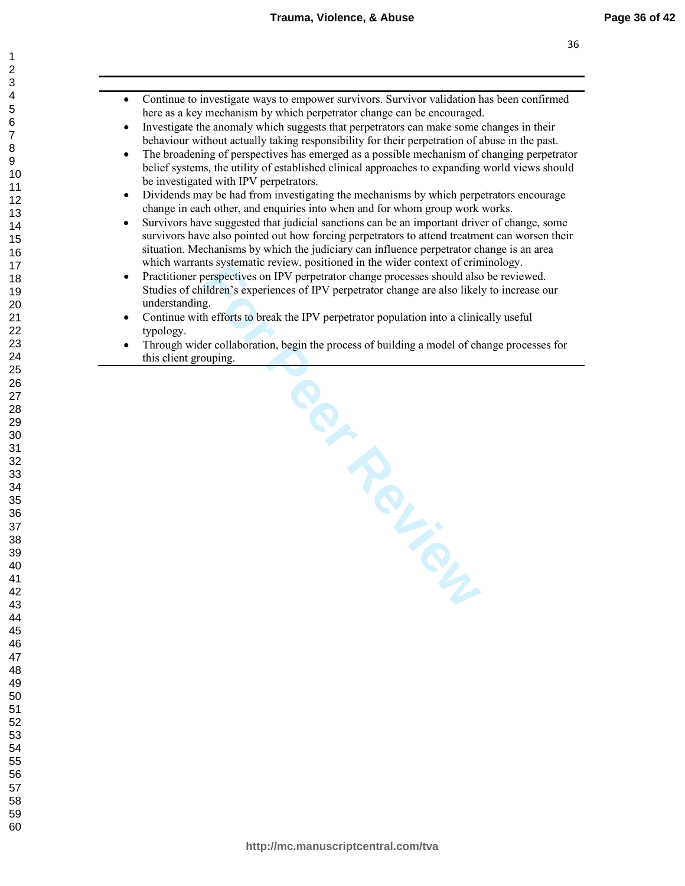- Continue to investigate ways to empower survivors. Survivor validation has been confirmed here as a key mechanism by which perpetrator change can be encouraged.
- Investigate the anomaly which suggests that perpetrators can make some changes in their behaviour without actually taking responsibility for their perpetration of abuse in the past.
- The broadening of perspectives has emerged as a possible mechanism of changing perpetrator belief systems, the utility of established clinical approaches to expanding world views should be investigated with IPV perpetrators.
- Dividends may be had from investigating the mechanisms by which perpetrators encourage change in each other, and enquiries into when and for whom group work works.
- Survivors have suggested that judicial sanctions can be an important driver of change, some survivors have also pointed out how forcing perpetrators to attend treatment can worsen their situation. Mechanisms by which the judiciary can influence perpetrator change is an area which warrants systematic review, positioned in the wider context of criminology.
- Practitioner perspectives on IPV perpetrator change processes should also be reviewed. Studies of children's experiences of IPV perpetrator change are also likely to increase our understanding.
- Continue with efforts to break the IPV perpetrator population into a clinically useful typology.
- Through wider collaboration, begin the process of building a model of change processes for this client grouping.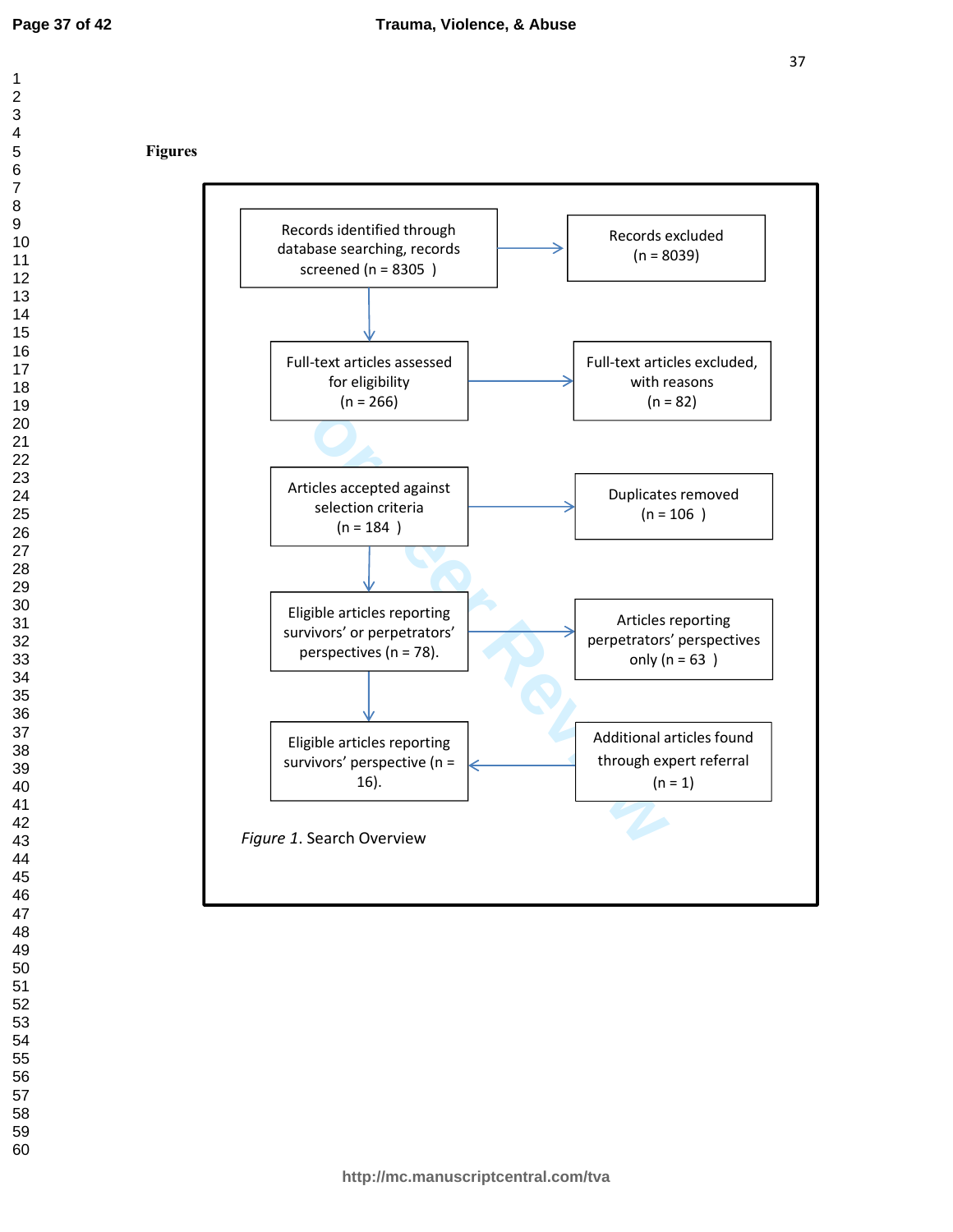**Figures**

Records identified through database searching, records screened (n = 8305 )

Records excluded (n = 8039)

Full-text articles assessed for eligibility (n = 266)

Full-text articles excluded, with reasons (n = 82)

Articles accepted against selection criteria (n = 184 )

Duplicates removed (n = 106 )

Eligible articles reporting survivors' or perpetrators' perspectives (n = 78).

Articles reporting perpetrators' perspectives only (n = 63 )

Eligible articles reporting survivors' perspective (n = 16).

Additional articles found through expert referral (n = 1)

*Figure 1*. Search Overview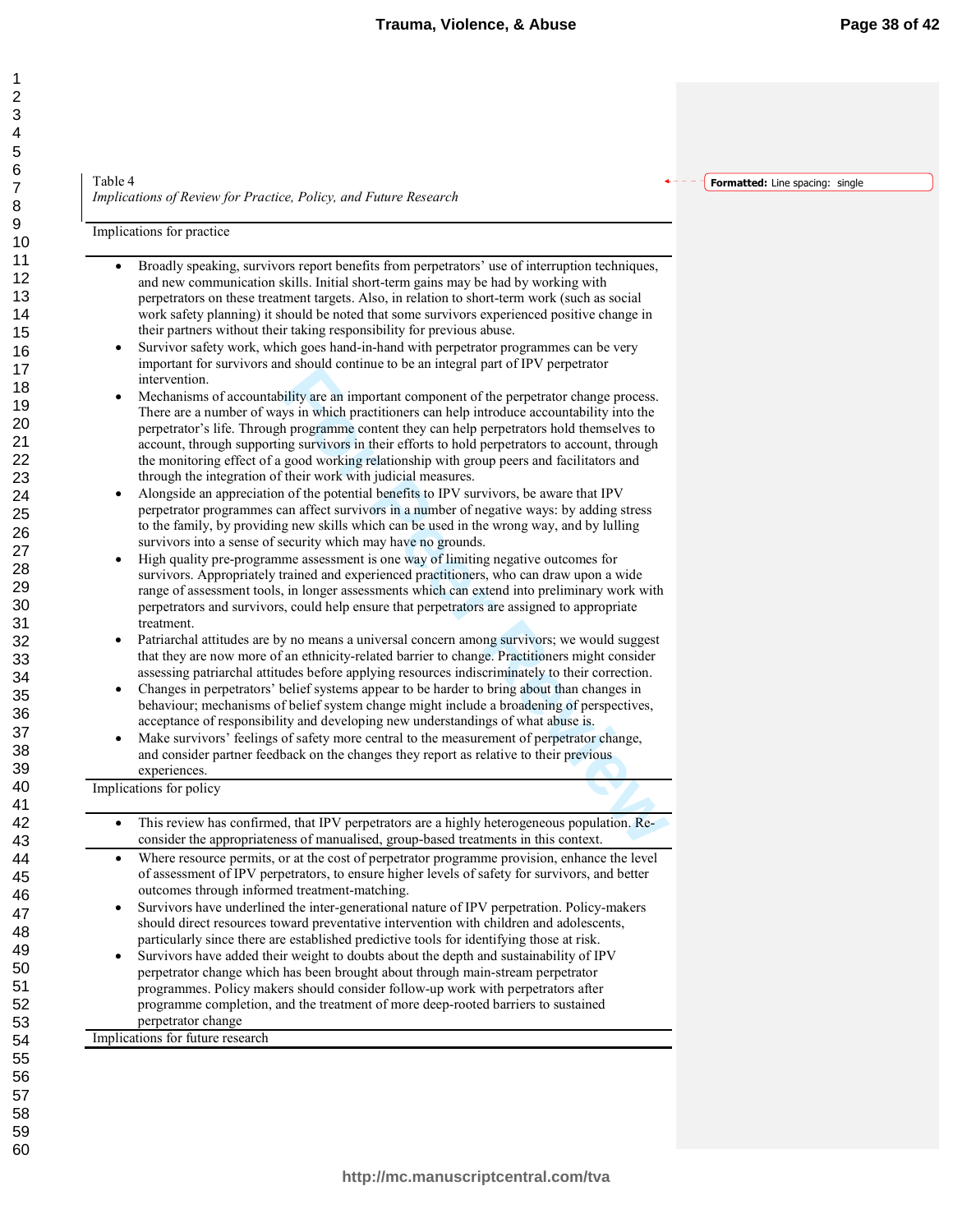Table 4
*Implications of Review for Practice, Policy, and Future Research*

Implications for practice

- Broadly speaking, survivors report benefits from perpetrators' use of interruption techniques, and new communication skills. Initial short-term gains may be had by working with perpetrators on these treatment targets. Also, in relation to short-term work (such as social work safety planning) it should be noted that some survivors experienced positive change in their partners without their taking responsibility for previous abuse.
- Survivor safety work, which goes hand-in-hand with perpetrator programmes can be very important for survivors and should continue to be an integral part of IPV perpetrator intervention.
- Mechanisms of accountability are an important component of the perpetrator change process. There are a number of ways in which practitioners can help introduce accountability into the perpetrator's life. Through programme content they can help perpetrators hold themselves to account, through supporting survivors in their efforts to hold perpetrators to account, through the monitoring effect of a good working relationship with group peers and facilitators and through the integration of their work with judicial measures.
- Alongside an appreciation of the potential benefits to IPV survivors, be aware that IPV perpetrator programmes can affect survivors in a number of negative ways: by adding stress to the family, by providing new skills which can be used in the wrong way, and by lulling survivors into a sense of security which may have no grounds.
- High quality pre-programme assessment is one way of limiting negative outcomes for survivors. Appropriately trained and experienced practitioners, who can draw upon a wide range of assessment tools, in longer assessments which can extend into preliminary work with perpetrators and survivors, could help ensure that perpetrators are assigned to appropriate treatment.
- Patriarchal attitudes are by no means a universal concern among survivors; we would suggest that they are now more of an ethnicity-related barrier to change. Practitioners might consider assessing patriarchal attitudes before applying resources indiscriminately to their correction.
- Changes in perpetrators' belief systems appear to be harder to bring about than changes in behaviour; mechanisms of belief system change might include a broadening of perspectives, acceptance of responsibility and developing new understandings of what abuse is.
- Make survivors' feelings of safety more central to the measurement of perpetrator change, and consider partner feedback on the changes they report as relative to their previous experiences.

Implications for policy

- This review has confirmed, that IPV perpetrators are a highly heterogeneous population. Re-consider the appropriateness of manualised, group-based treatments in this context.
- Where resource permits, or at the cost of perpetrator programme provision, enhance the level of assessment of IPV perpetrators, to ensure higher levels of safety for survivors, and better outcomes through informed treatment-matching.
- Survivors have underlined the inter-generational nature of IPV perpetration. Policy-makers should direct resources toward preventative intervention with children and adolescents, particularly since there are established predictive tools for identifying those at risk.
- Survivors have added their weight to doubts about the depth and sustainability of IPV perpetrator change which has been brought about through main-stream perpetrator programmes. Policy makers should consider follow-up work with perpetrators after programme completion, and the treatment of more deep-rooted barriers to sustained perpetrator change

Implications for future research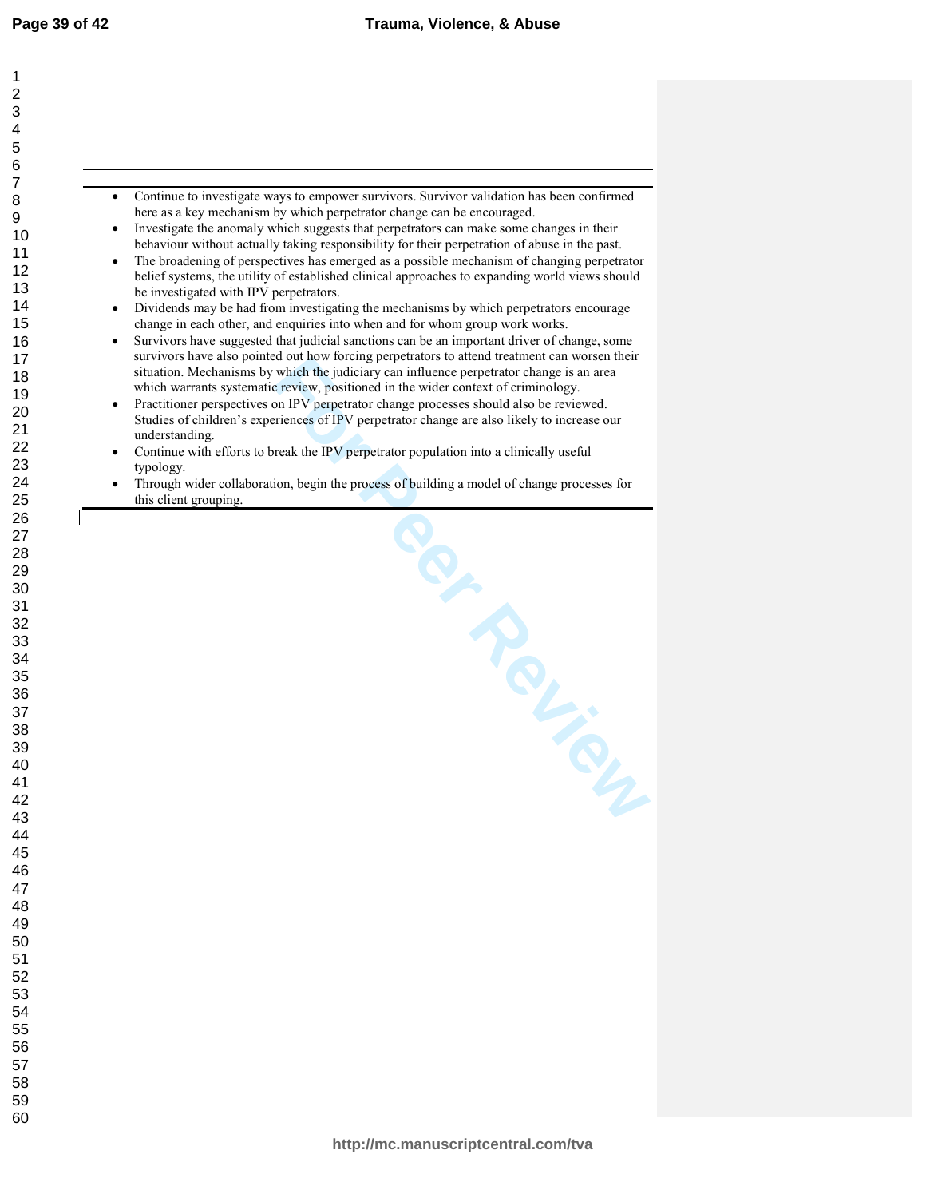- Continue to investigate ways to empower survivors. Survivor validation has been confirmed here as a key mechanism by which perpetrator change can be encouraged.
- Investigate the anomaly which suggests that perpetrators can make some changes in their behaviour without actually taking responsibility for their perpetration of abuse in the past.
- The broadening of perspectives has emerged as a possible mechanism of changing perpetrator belief systems, the utility of established clinical approaches to expanding world views should be investigated with IPV perpetrators.
- Dividends may be had from investigating the mechanisms by which perpetrators encourage change in each other, and enquiries into when and for whom group work works.
- Survivors have suggested that judicial sanctions can be an important driver of change, some survivors have also pointed out how forcing perpetrators to attend treatment can worsen their situation. Mechanisms by which the judiciary can influence perpetrator change is an area which warrants systematic review, positioned in the wider context of criminology.
- Practitioner perspectives on IPV perpetrator change processes should also be reviewed. Studies of children's experiences of IPV perpetrator change are also likely to increase our understanding.
- Continue with efforts to break the IPV perpetrator population into a clinically useful typology.
- Through wider collaboration, begin the process of building a model of change processes for this client grouping.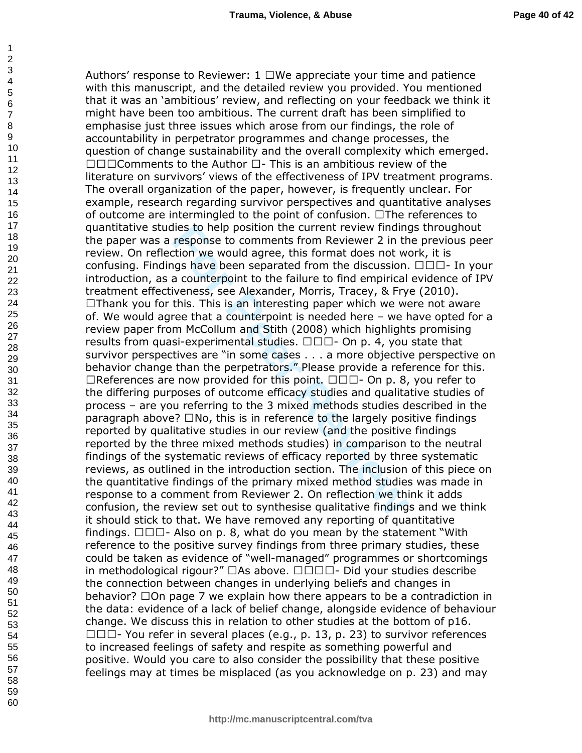Authors' response to Reviewer: 1 □We appreciate your time and patience with this manuscript, and the detailed review you provided. You mentioned that it was an 'ambitious' review, and reflecting on your feedback we think it might have been too ambitious. The current draft has been simplified to emphasise just three issues which arose from our findings, the role of accountability in perpetrator programmes and change processes, the question of change sustainability and the overall complexity which emerged. □□□Comments to the Author □- This is an ambitious review of the literature on survivors' views of the effectiveness of IPV treatment programs. The overall organization of the paper, however, is frequently unclear. For example, research regarding survivor perspectives and quantitative analyses of outcome are intermingled to the point of confusion. □The references to quantitative studies to help position the current review findings throughout the paper was a response to comments from Reviewer 2 in the previous peer review. On reflection we would agree, this format does not work, it is confusing. Findings have been separated from the discussion. □□□- In your introduction, as a counterpoint to the failure to find empirical evidence of IPV treatment effectiveness, see Alexander, Morris, Tracey, & Frye (2010). □Thank you for this. This is an interesting paper which we were not aware of. We would agree that a counterpoint is needed here – we have opted for a review paper from McCollum and Stith (2008) which highlights promising results from quasi-experimental studies. □□□- On p. 4, you state that survivor perspectives are "in some cases . . . a more objective perspective on behavior change than the perpetrators." Please provide a reference for this. □References are now provided for this point. □□□- On p. 8, you refer to the differing purposes of outcome efficacy studies and qualitative studies of process – are you referring to the 3 mixed methods studies described in the paragraph above? □No, this is in reference to the largely positive findings reported by qualitative studies in our review (and the positive findings reported by the three mixed methods studies) in comparison to the neutral findings of the systematic reviews of efficacy reported by three systematic reviews, as outlined in the introduction section. The inclusion of this piece on the quantitative findings of the primary mixed method studies was made in response to a comment from Reviewer 2. On reflection we think it adds confusion, the review set out to synthesise qualitative findings and we think it should stick to that. We have removed any reporting of quantitative findings. □□□- Also on p. 8, what do you mean by the statement "With reference to the positive survey findings from three primary studies, these could be taken as evidence of "well-managed" programmes or shortcomings in methodological rigour?" □As above. □□□□- Did your studies describe the connection between changes in underlying beliefs and changes in behavior? □On page 7 we explain how there appears to be a contradiction in the data: evidence of a lack of belief change, alongside evidence of behaviour change. We discuss this in relation to other studies at the bottom of p16. □□□- You refer in several places (e.g., p. 13, p. 23) to survivor references to increased feelings of safety and respite as something powerful and positive. Would you care to also consider the possibility that these positive feelings may at times be misplaced (as you acknowledge on p. 23) and may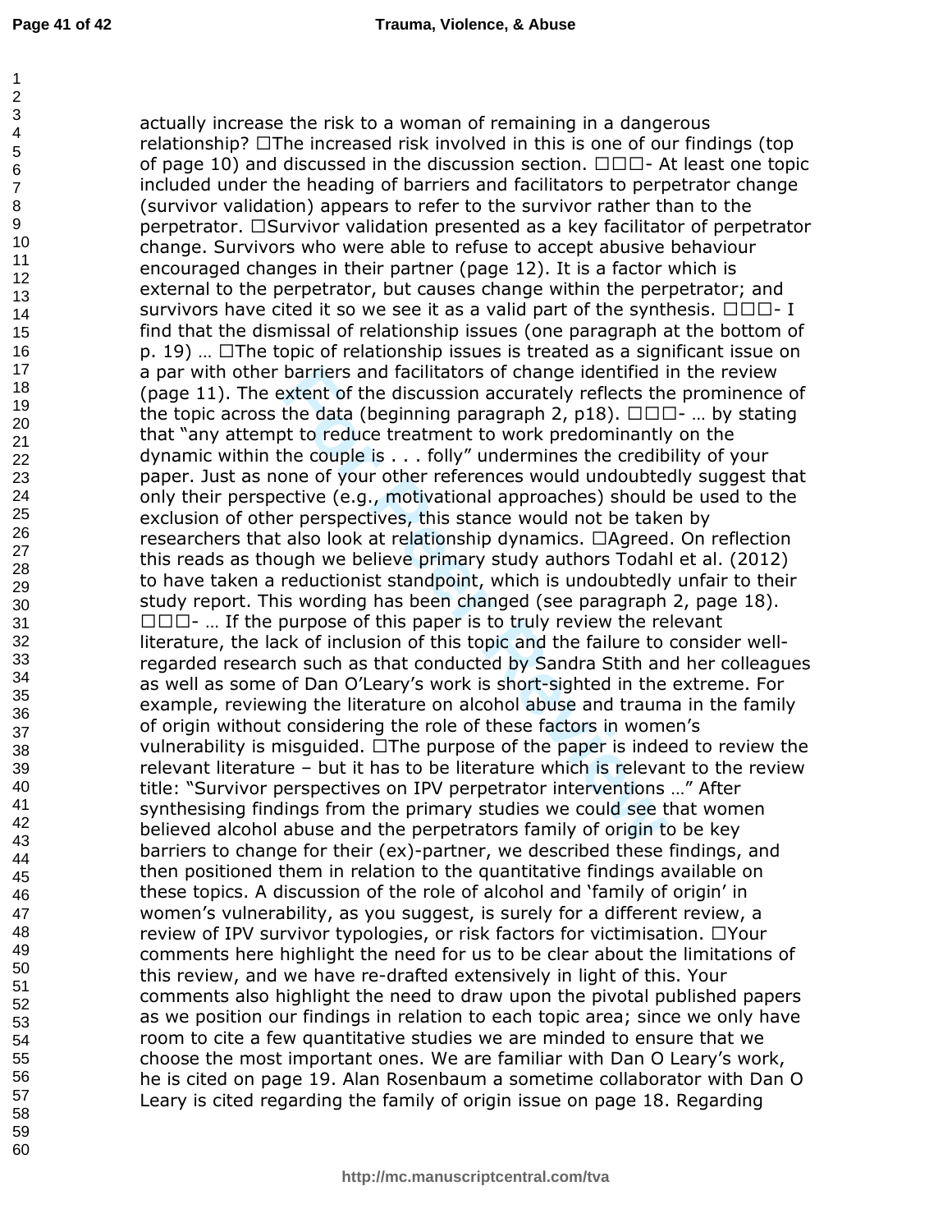actually increase the risk to a woman of remaining in a dangerous relationship? □The increased risk involved in this is one of our findings (top of page 10) and discussed in the discussion section. □□□- At least one topic included under the heading of barriers and facilitators to perpetrator change (survivor validation) appears to refer to the survivor rather than to the perpetrator. □Survivor validation presented as a key facilitator of perpetrator change. Survivors who were able to refuse to accept abusive behaviour encouraged changes in their partner (page 12). It is a factor which is external to the perpetrator, but causes change within the perpetrator; and survivors have cited it so we see it as a valid part of the synthesis. □□□- I find that the dismissal of relationship issues (one paragraph at the bottom of p. 19) … □The topic of relationship issues is treated as a significant issue on a par with other barriers and facilitators of change identified in the review (page 11). The extent of the discussion accurately reflects the prominence of the topic across the data (beginning paragraph 2, p18). □□□- … by stating that "any attempt to reduce treatment to work predominantly on the dynamic within the couple is . . . folly" undermines the credibility of your paper. Just as none of your other references would undoubtedly suggest that only their perspective (e.g., motivational approaches) should be used to the exclusion of other perspectives, this stance would not be taken by researchers that also look at relationship dynamics. □Agreed. On reflection this reads as though we believe primary study authors Todahl et al. (2012) to have taken a reductionist standpoint, which is undoubtedly unfair to their study report. This wording has been changed (see paragraph 2, page 18). □□□- … If the purpose of this paper is to truly review the relevant literature, the lack of inclusion of this topic and the failure to consider well-regarded research such as that conducted by Sandra Stith and her colleagues as well as some of Dan O'Leary's work is short-sighted in the extreme. For example, reviewing the literature on alcohol abuse and trauma in the family of origin without considering the role of these factors in women's vulnerability is misguided. □The purpose of the paper is indeed to review the relevant literature – but it has to be literature which is relevant to the review title: "Survivor perspectives on IPV perpetrator interventions …" After synthesising findings from the primary studies we could see that women believed alcohol abuse and the perpetrators family of origin to be key barriers to change for their (ex)-partner, we described these findings, and then positioned them in relation to the quantitative findings available on these topics. A discussion of the role of alcohol and 'family of origin' in women's vulnerability, as you suggest, is surely for a different review, a review of IPV survivor typologies, or risk factors for victimisation. □Your comments here highlight the need for us to be clear about the limitations of this review, and we have re-drafted extensively in light of this. Your comments also highlight the need to draw upon the pivotal published papers as we position our findings in relation to each topic area; since we only have room to cite a few quantitative studies we are minded to ensure that we choose the most important ones. We are familiar with Dan O Leary's work, he is cited on page 19. Alan Rosenbaum a sometime collaborator with Dan O Leary is cited regarding the family of origin issue on page 18. Regarding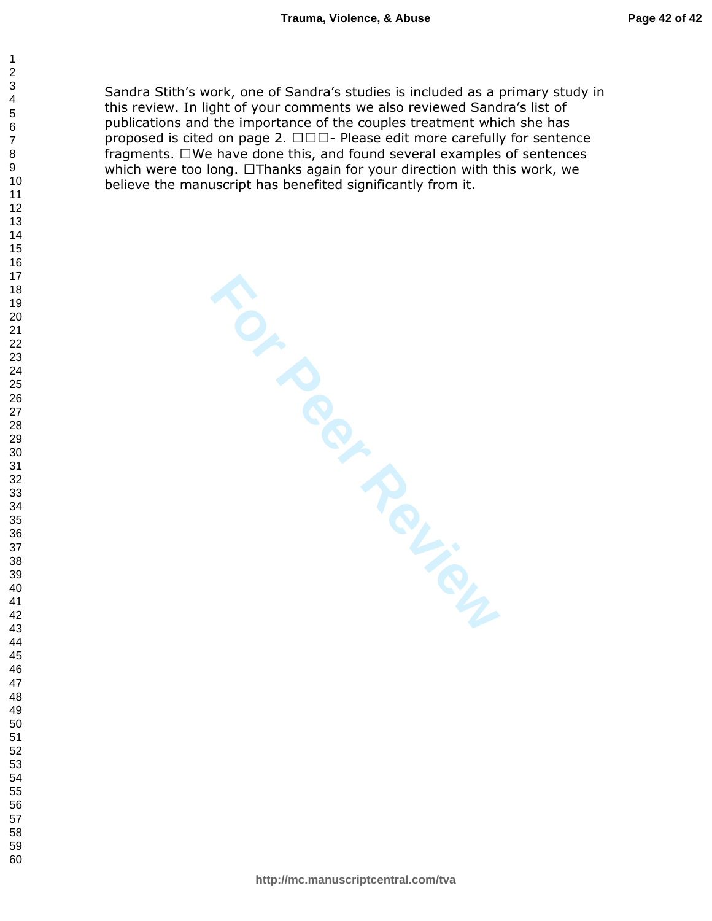Sandra Stith's work, one of Sandra's studies is included as a primary study in this review. In light of your comments we also reviewed Sandra's list of publications and the importance of the couples treatment which she has proposed is cited on page 2. ☐☐☐- Please edit more carefully for sentence fragments. ☐We have done this, and found several examples of sentences which were too long. ☐Thanks again for your direction with this work, we believe the manuscript has benefited significantly from it.